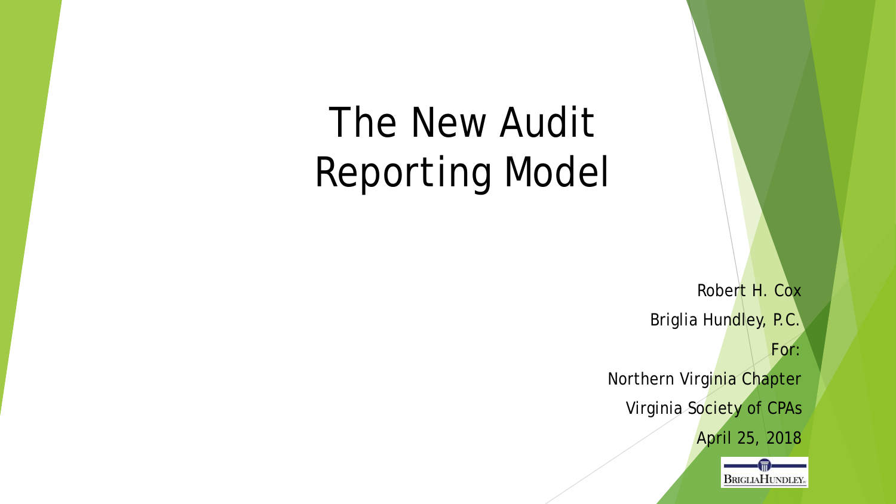# The New Audit Reporting Model

Robert H. Cox

Briglia Hundley, P.C.

For:

Northern Virginia Chapter

Virginia Society of CPAs

April 25, 2018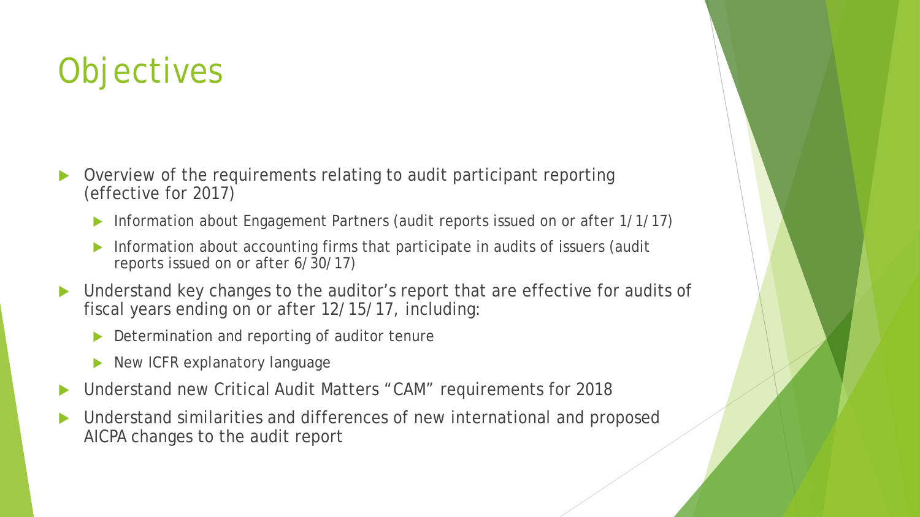# Objectives

- Overview of the requirements relating to audit participant reporting (effective for 2017)
  - Information about Engagement Partners (audit reports issued on or after 1/1/17)
  - Information about accounting firms that participate in audits of issuers (audit reports issued on or after 6/30/17)
- Understand key changes to the auditor's report that are effective for audits of fiscal years ending on or after 12/15/17, including:
  - Determination and reporting of auditor tenure
  - New ICFR explanatory language
- Understand new Critical Audit Matters "CAM" requirements for 2018
- Understand similarities and differences of new international and proposed AICPA changes to the audit report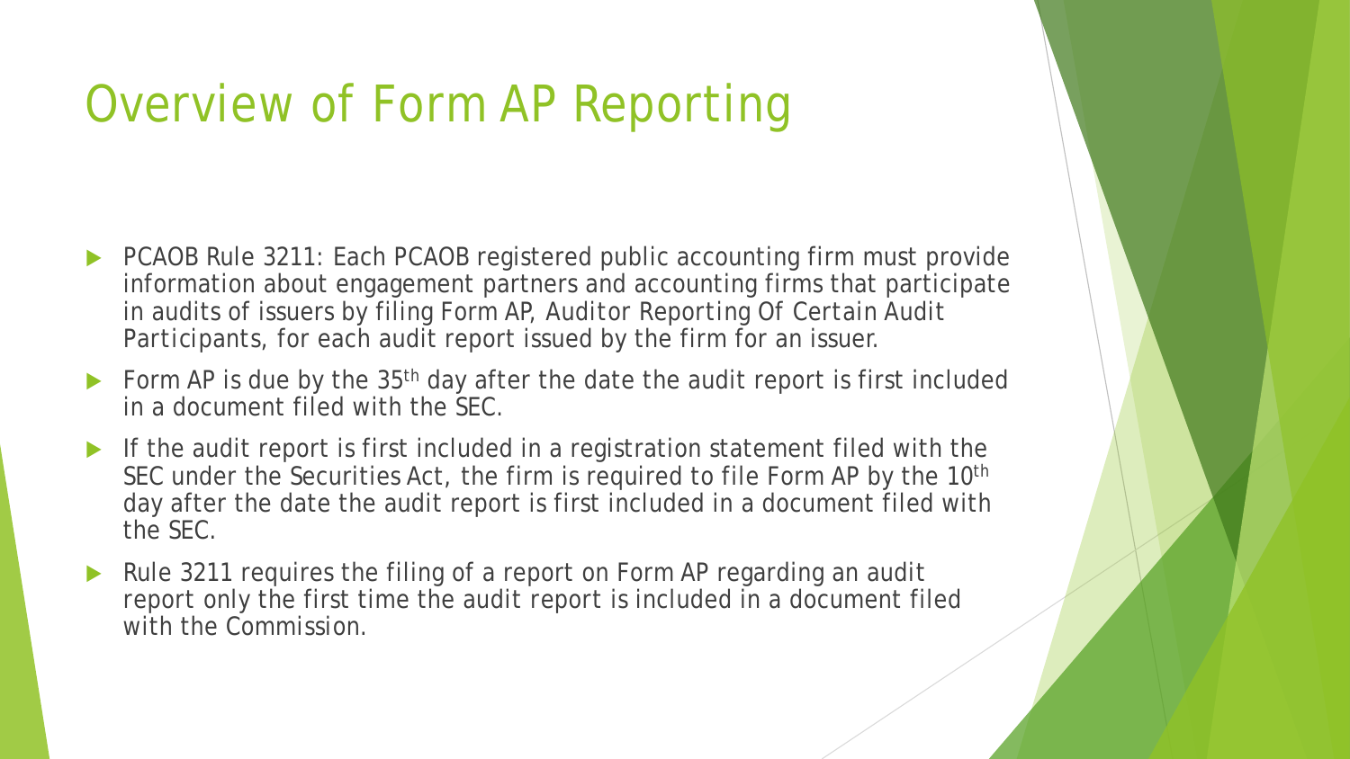# Overview of Form AP Reporting

- PCAOB Rule 3211: Each PCAOB registered public accounting firm must provide information about engagement partners and accounting firms that participate in audits of issuers by filing Form AP, *Auditor Reporting Of Certain Audit Participants*, for each audit report issued by the firm for an issuer.
- Form AP is due by the 35th day after the date the audit report is first included in a document filed with the SEC.
- If the audit report is first included in a registration statement filed with the SEC under the Securities Act, the firm is required to file Form AP by the 10th day after the date the audit report is first included in a document filed with the SEC.
- Rule 3211 requires the filing of a report on Form AP regarding an audit report only the first time the audit report is included in a document filed with the Commission.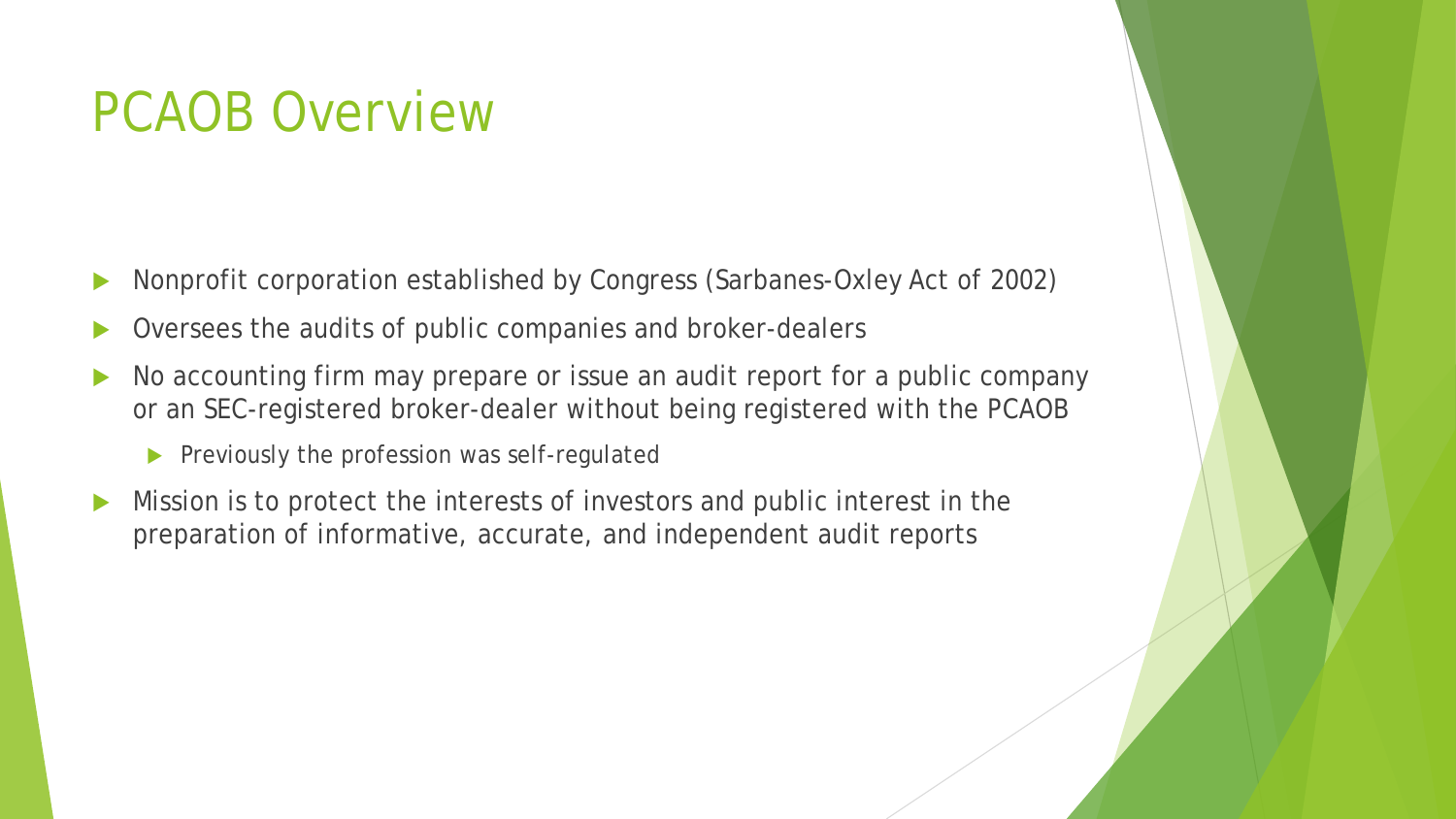# PCAOB Overview

- Nonprofit corporation established by Congress (Sarbanes-Oxley Act of 2002)
- Oversees the audits of public companies and broker-dealers
- No accounting firm may prepare or issue an audit report for a public company or an SEC-registered broker-dealer without being registered with the PCAOB
  - Previously the profession was self-regulated
- Mission is to protect the interests of investors and public interest in the preparation of informative, accurate, and independent audit reports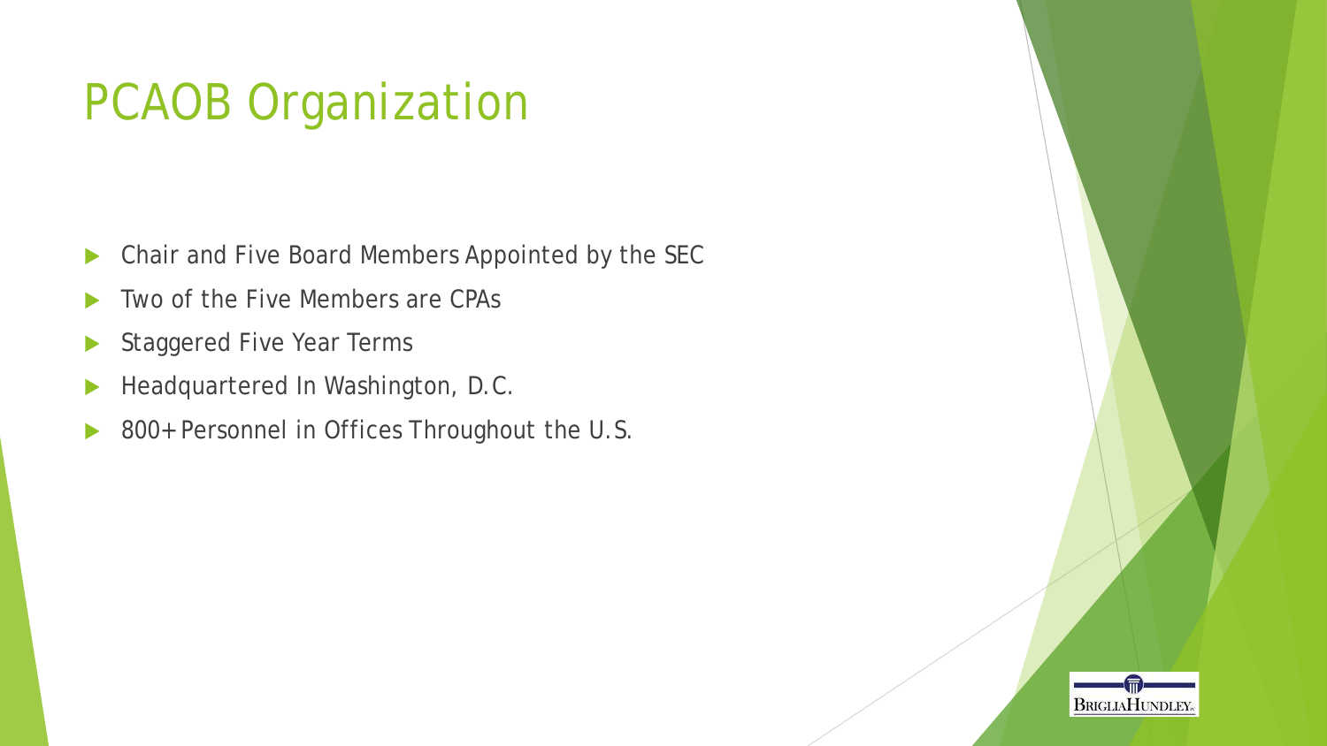# PCAOB Organization

- Chair and Five Board Members Appointed by the SEC
- Two of the Five Members are CPAs
- Staggered Five Year Terms
- Headquartered In Washington, D.C.
- 800+ Personnel in Offices Throughout the U.S.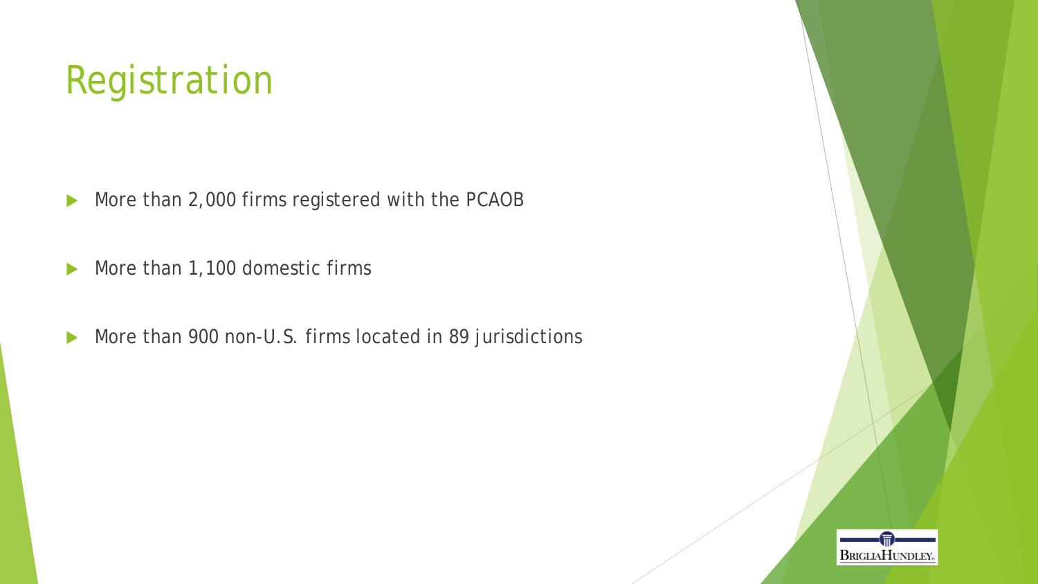# Registration

- More than 2,000 firms registered with the PCAOB
- More than 1,100 domestic firms
- More than 900 non-U.S. firms located in 89 jurisdictions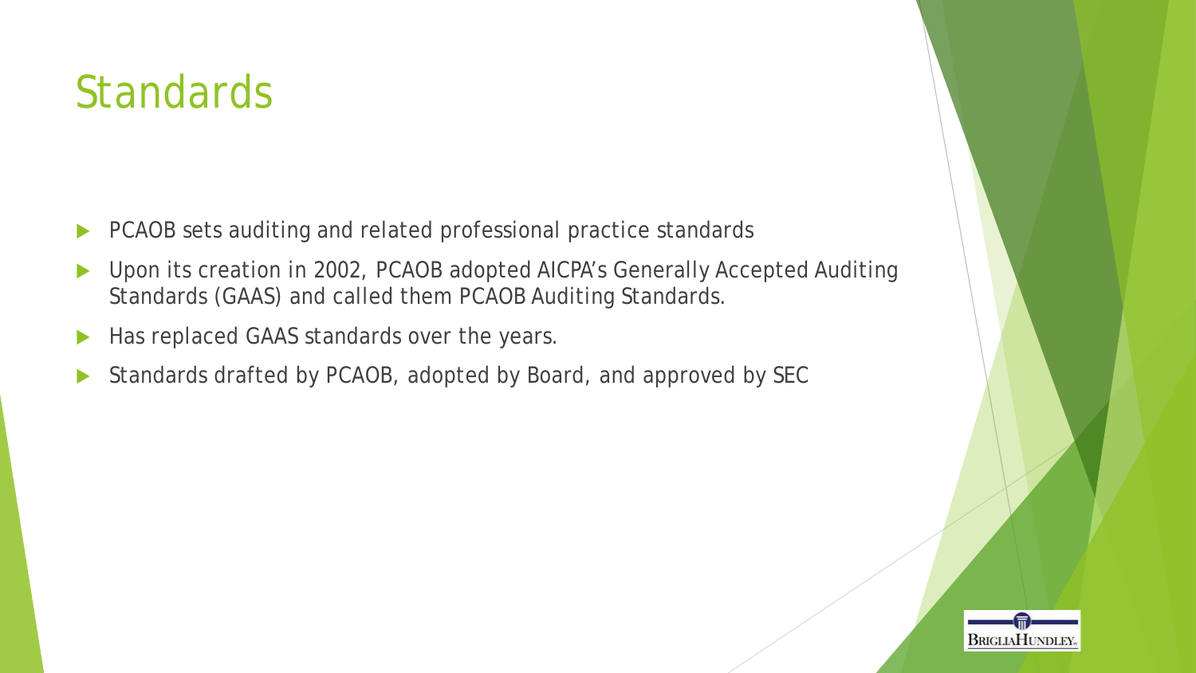# Standards

- PCAOB sets auditing and related professional practice standards
- Upon its creation in 2002, PCAOB adopted AICPA's Generally Accepted Auditing Standards (GAAS) and called them PCAOB Auditing Standards.
- Has replaced GAAS standards over the years.
- Standards drafted by PCAOB, adopted by Board, and approved by SEC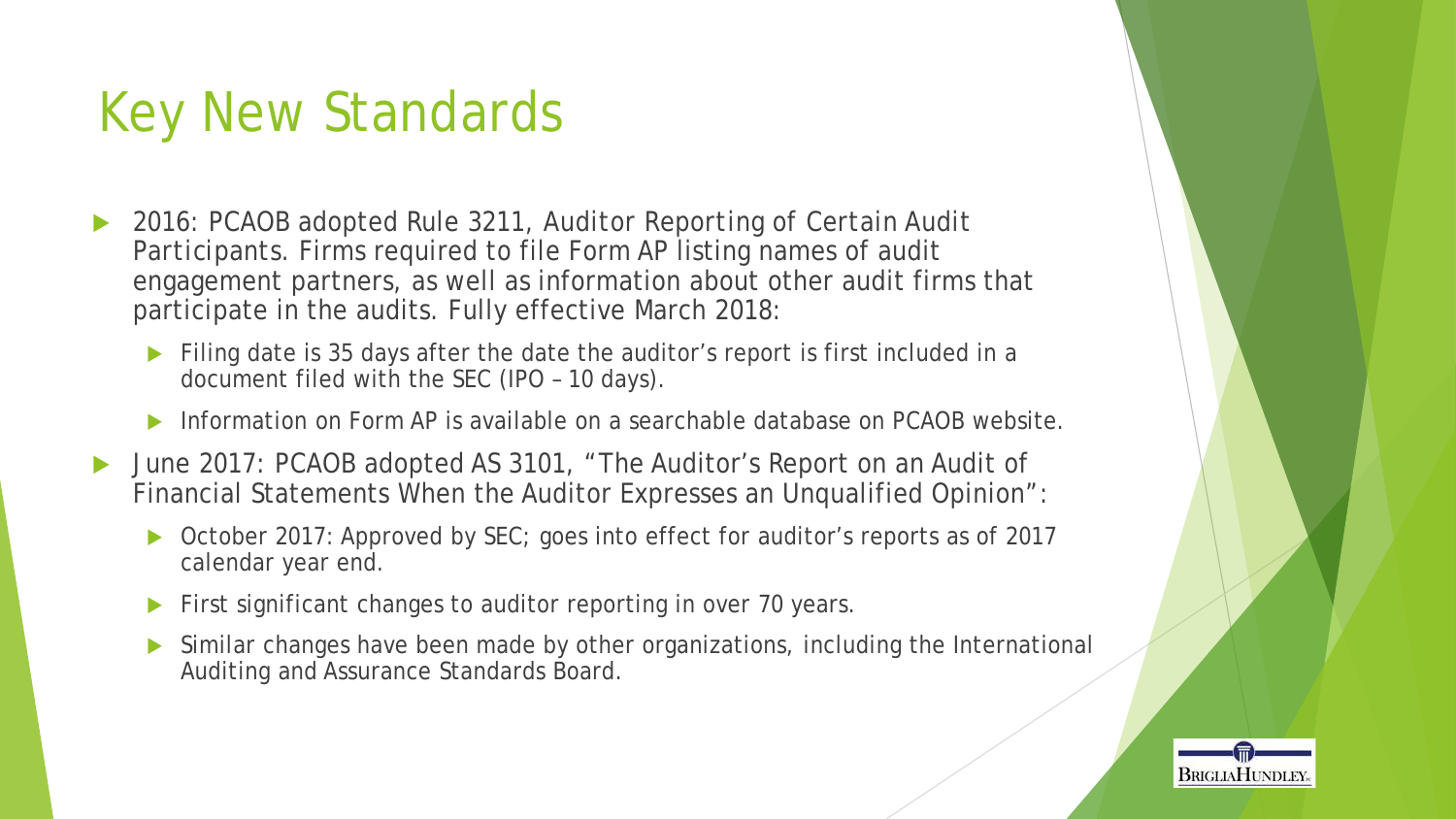# Key New Standards

- 2016: PCAOB adopted Rule 3211, *Auditor Reporting of Certain Audit Participants*. Firms required to file Form AP listing names of audit engagement partners, as well as information about other audit firms that participate in the audits. Fully effective March 2018:
  - Filing date is 35 days after the date the auditor's report is first included in a document filed with the SEC (IPO – 10 days).
  - Information on Form AP is available on a searchable database on PCAOB website.
- June 2017: PCAOB adopted AS 3101, "The Auditor's Report on an Audit of Financial Statements When the Auditor Expresses an Unqualified Opinion":
  - October 2017: Approved by SEC; goes into effect for auditor's reports as of 2017 calendar year end.
  - First significant changes to auditor reporting in over 70 years.
  - Similar changes have been made by other organizations, including the International Auditing and Assurance Standards Board.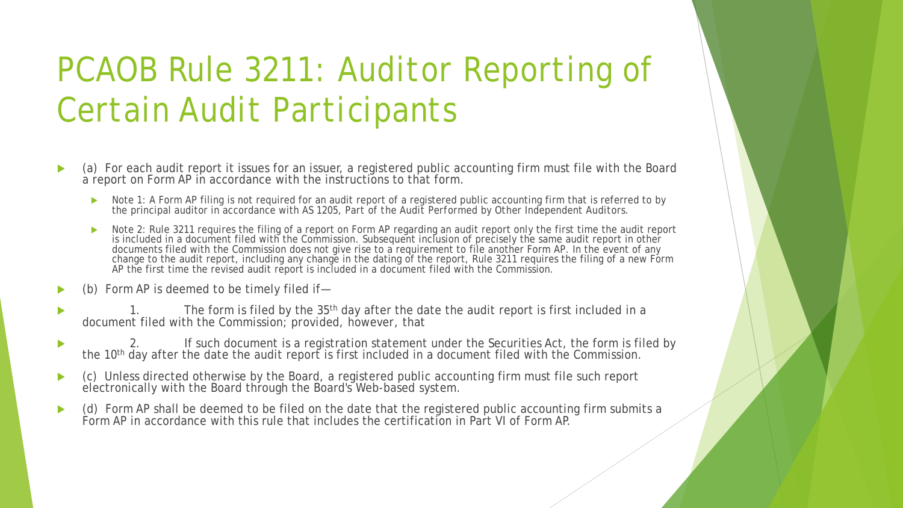# PCAOB Rule 3211: Auditor Reporting of Certain Audit Participants

- (a) For each audit report it issues for an issuer, a registered public accounting firm must file with the Board a report on Form AP in accordance with the instructions to that form.
  - Note 1: A Form AP filing is not required for an audit report of a registered public accounting firm that is referred to by the principal auditor in accordance with AS 1205, *Part of the Audit Performed by Other Independent Auditors*.
  - Note 2: Rule 3211 requires the filing of a report on Form AP regarding an audit report only the first time the audit report is included in a document filed with the Commission. Subsequent inclusion of precisely the same audit report in other documents filed with the Commission does not give rise to a requirement to file another Form AP. In the event of any change to the audit report, including any change in the dating of the report, Rule 3211 requires the filing of a new Form AP the first time the revised audit report is included in a document filed with the Commission.
- (b) Form AP is deemed to be timely filed if—
- 1. The form is filed by the 35th day after the date the audit report is first included in a document filed with the Commission; provided, however, that
- 2. If such document is a registration statement under the Securities Act, the form is filed by the 10th day after the date the audit report is first included in a document filed with the Commission.
- (c) Unless directed otherwise by the Board, a registered public accounting firm must file such report electronically with the Board through the Board's Web-based system.
- (d) Form AP shall be deemed to be filed on the date that the registered public accounting firm submits a Form AP in accordance with this rule that includes the certification in Part VI of Form AP.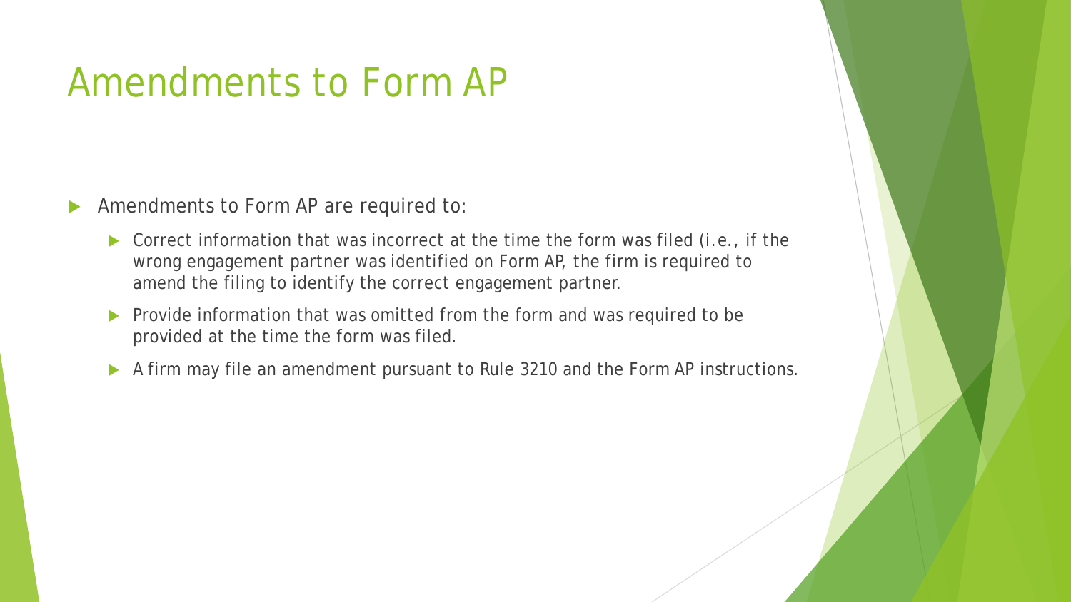# Amendments to Form AP

- Amendments to Form AP are required to:
  - Correct information that was incorrect at the time the form was filed (i.e., if the wrong engagement partner was identified on Form AP, the firm is required to amend the filing to identify the correct engagement partner.
  - Provide information that was omitted from the form and was required to be provided at the time the form was filed.
  - A firm may file an amendment pursuant to Rule 3210 and the Form AP instructions.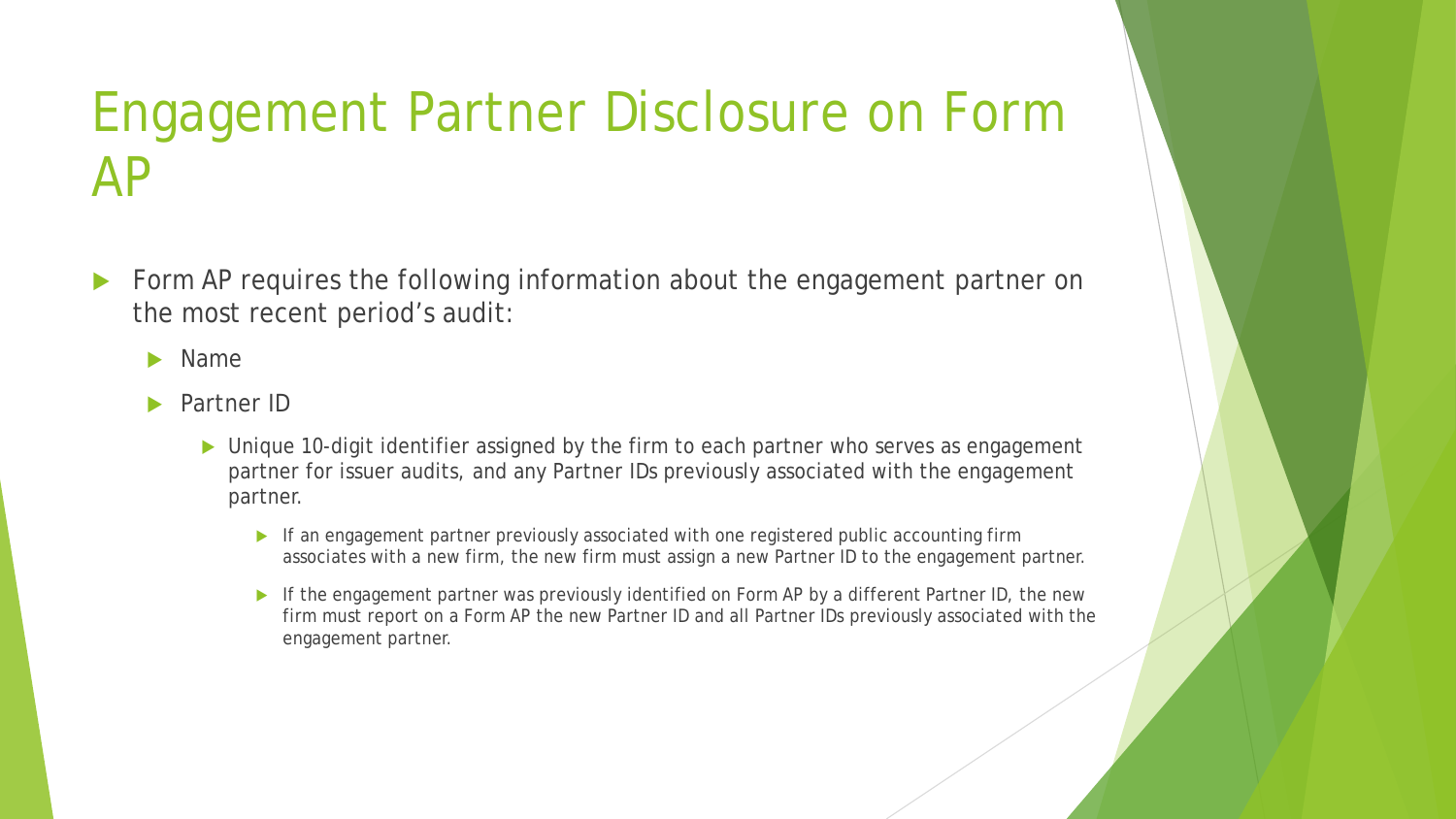# Engagement Partner Disclosure on Form AP

- Form AP requires the following information about the engagement partner on the most recent period's audit:
  - Name
  - Partner ID
    - Unique 10-digit identifier assigned by the firm to each partner who serves as engagement partner for issuer audits, and any Partner IDs previously associated with the engagement partner.
      - If an engagement partner previously associated with one registered public accounting firm associates with a new firm, the new firm must assign a new Partner ID to the engagement partner.
      - If the engagement partner was previously identified on Form AP by a different Partner ID, the new firm must report on a Form AP the new Partner ID and all Partner IDs previously associated with the engagement partner.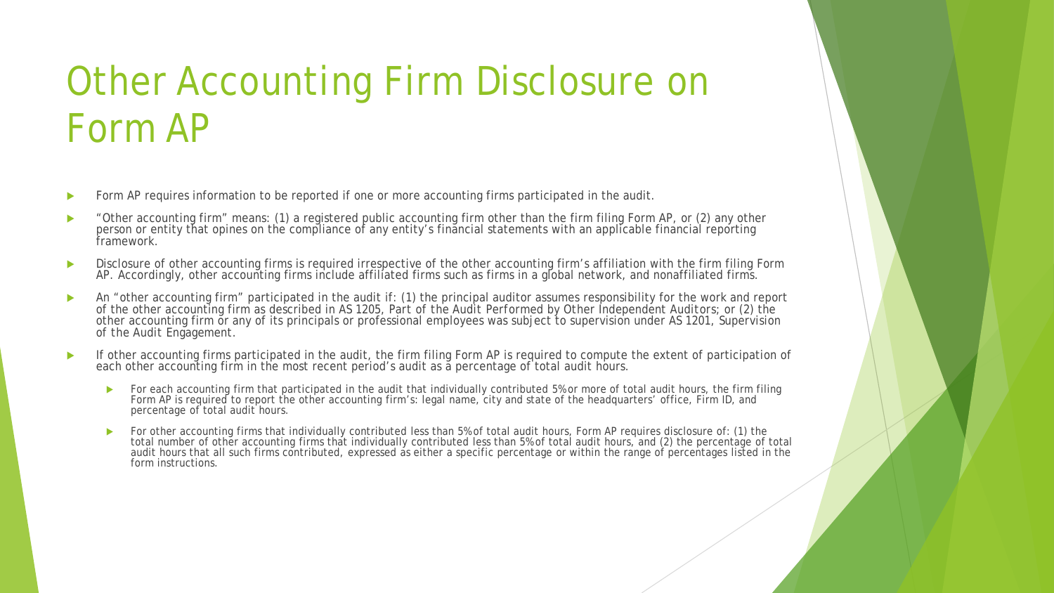# Other Accounting Firm Disclosure on Form AP

- Form AP requires information to be reported if one or more accounting firms participated in the audit.
- "Other accounting firm" means: (1) a registered public accounting firm other than the firm filing Form AP, or (2) any other person or entity that opines on the compliance of any entity's financial statements with an applicable financial reporting framework.
- Disclosure of other accounting firms is required irrespective of the other accounting firm's affiliation with the firm filing Form AP. Accordingly, other accounting firms include affiliated firms such as firms in a global network, and nonaffiliated firms.
- An "other accounting firm" participated in the audit if: (1) the principal auditor assumes responsibility for the work and report of the other accounting firm as described in AS 1205, *Part of the Audit Performed by Other Independent Auditors*; or (2) the other accounting firm or any of its principals or professional employees was subject to supervision under AS 1201, *Supervision of the Audit Engagement*.
- If other accounting firms participated in the audit, the firm filing Form AP is required to compute the extent of participation of each other accounting firm in the most recent period's audit as a percentage of total audit hours.
  - For each accounting firm that participated in the audit that individually contributed 5% or more of total audit hours, the firm filing Form AP is required to report the other accounting firm's: legal name, city and state of the headquarters' office, Firm ID, and percentage of total audit hours.
  - For other accounting firms that individually contributed less than 5% of total audit hours, Form AP requires disclosure of: (1) the total number of other accounting firms that individually contributed less than 5% of total audit hours, and (2) the percentage of total audit hours that all such firms contributed, expressed as either a specific percentage or within the range of percentages listed in the form instructions.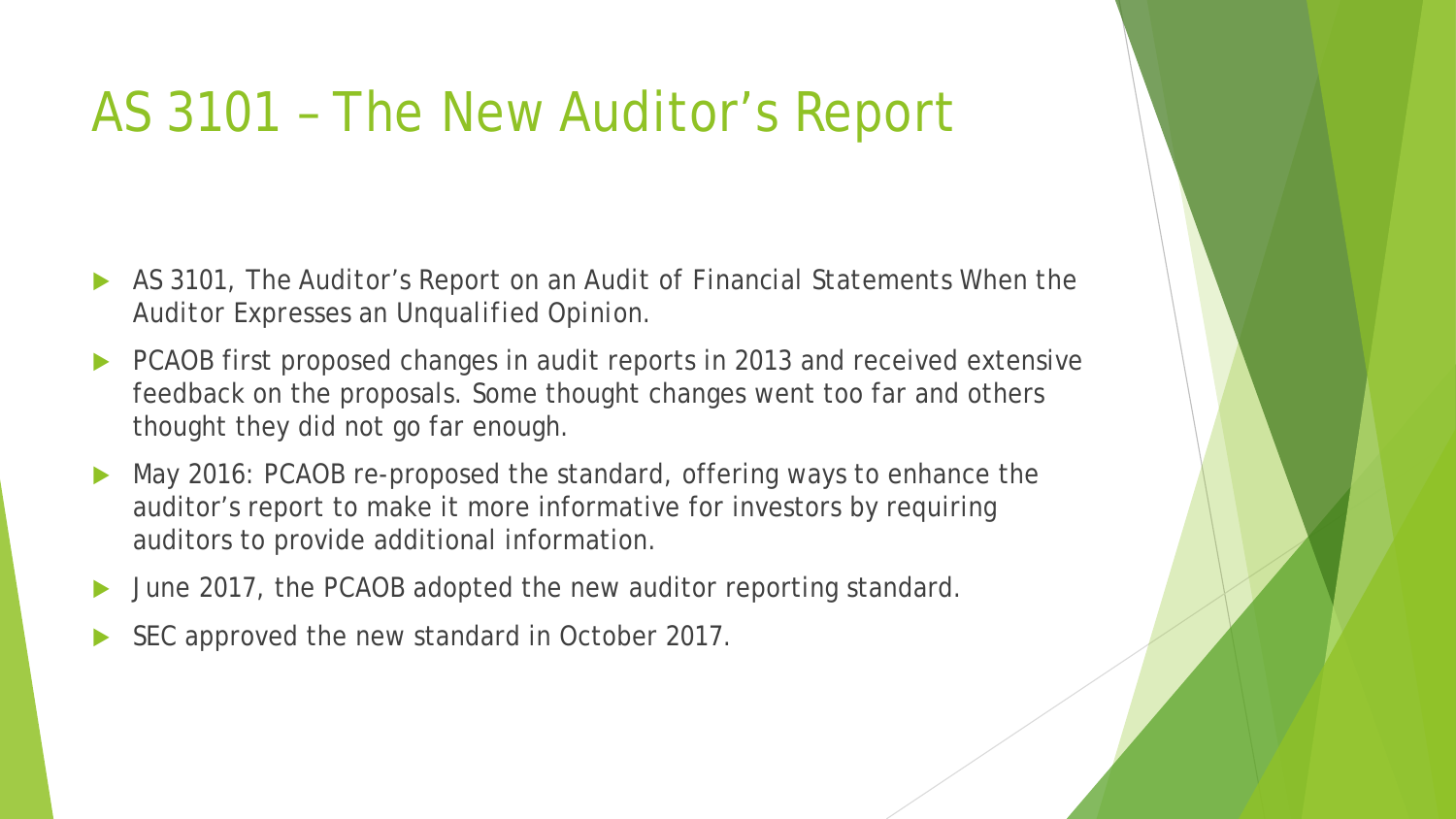# AS 3101 – The New Auditor's Report

- AS 3101, *The Auditor's Report on an Audit of Financial Statements When the Auditor Expresses an Unqualified Opinion.*
- PCAOB first proposed changes in audit reports in 2013 and received extensive feedback on the proposals. Some thought changes went too far and others thought they did not go far enough.
- May 2016: PCAOB re-proposed the standard, offering ways to enhance the auditor's report to make it more informative for investors by requiring auditors to provide additional information.
- June 2017, the PCAOB adopted the new auditor reporting standard.
- SEC approved the new standard in October 2017.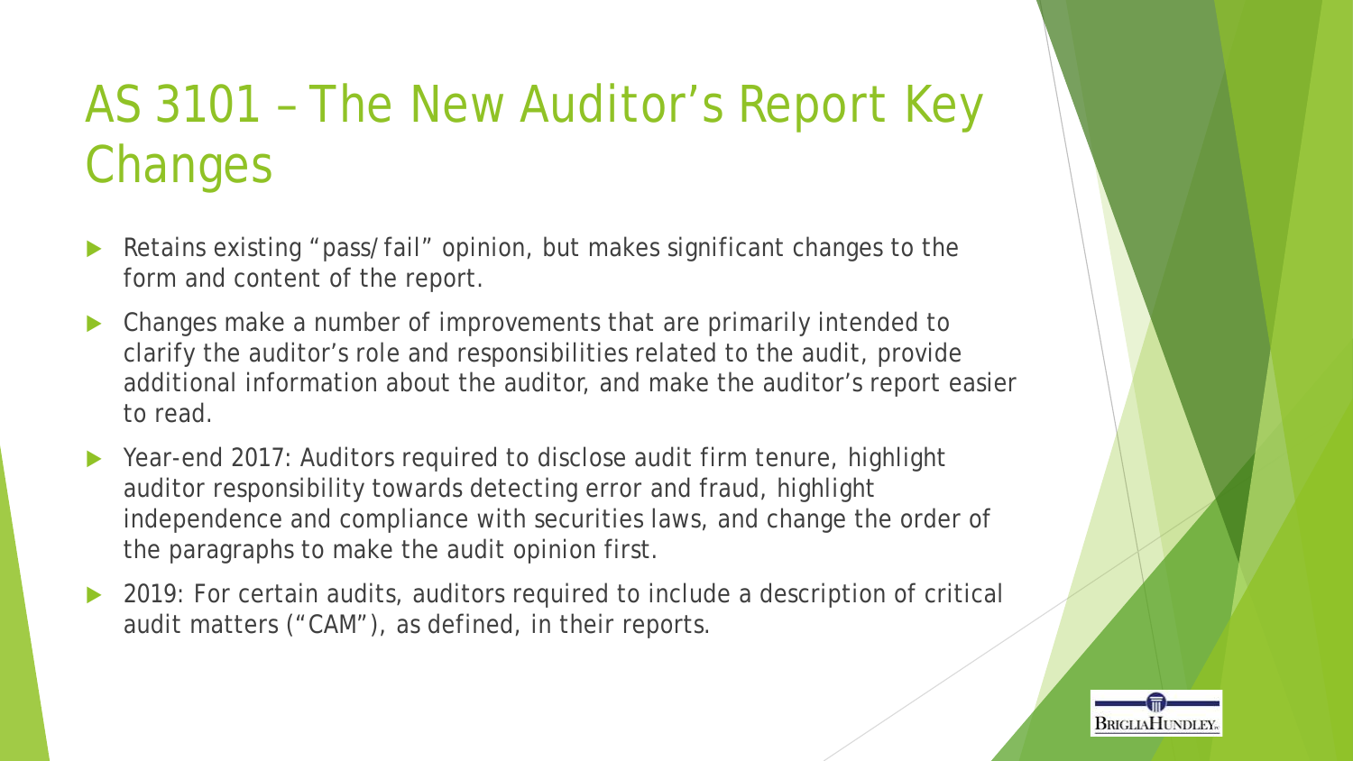# AS 3101 – The New Auditor's Report Key Changes

- Retains existing "pass/fail" opinion, but makes significant changes to the form and content of the report.
- Changes make a number of improvements that are primarily intended to clarify the auditor's role and responsibilities related to the audit, provide additional information about the auditor, and make the auditor's report easier to read.
- Year-end 2017: Auditors required to disclose audit firm tenure, highlight auditor responsibility towards detecting error and fraud, highlight independence and compliance with securities laws, and change the order of the paragraphs to make the audit opinion first.
- 2019: For certain audits, auditors required to include a description of critical audit matters ("CAM"), as defined, in their reports.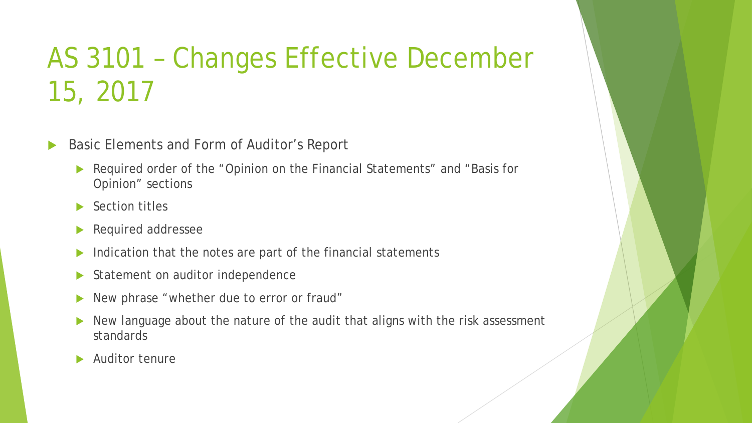# AS 3101 – Changes Effective December 15, 2017

- Basic Elements and Form of Auditor's Report
  - Required order of the "Opinion on the Financial Statements" and "Basis for Opinion" sections
  - Section titles
  - Required addressee
  - Indication that the notes are part of the financial statements
  - Statement on auditor independence
  - New phrase "whether due to error or fraud"
  - New language about the nature of the audit that aligns with the risk assessment standards
  - Auditor tenure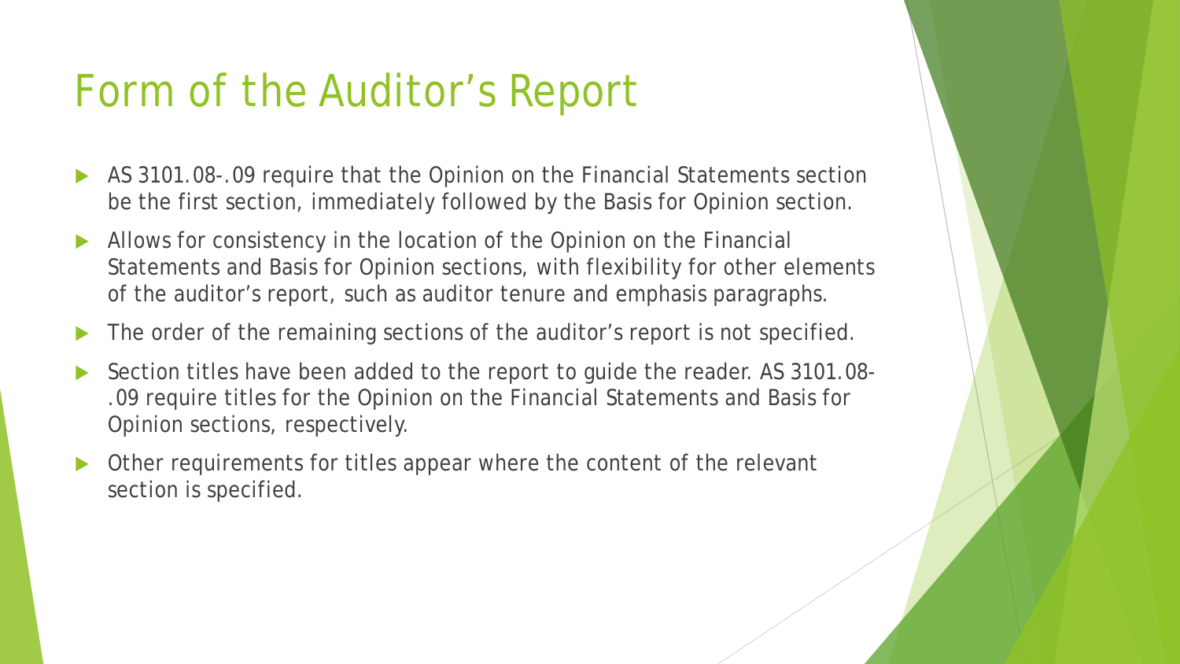# Form of the Auditor's Report

- AS 3101.08-.09 require that the Opinion on the Financial Statements section be the first section, immediately followed by the Basis for Opinion section.
- Allows for consistency in the location of the Opinion on the Financial Statements and Basis for Opinion sections, with flexibility for other elements of the auditor's report, such as auditor tenure and emphasis paragraphs.
- The order of the remaining sections of the auditor's report is not specified.
- Section titles have been added to the report to guide the reader. AS 3101.08-.09 require titles for the Opinion on the Financial Statements and Basis for Opinion sections, respectively.
- Other requirements for titles appear where the content of the relevant section is specified.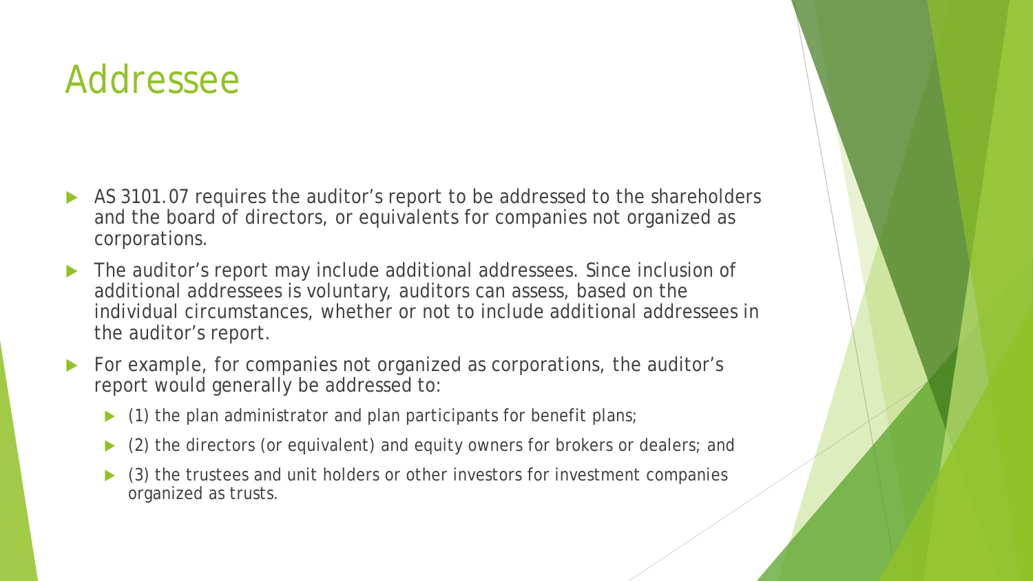# Addressee

- AS 3101.07 requires the auditor's report to be addressed to the shareholders and the board of directors, or equivalents for companies not organized as corporations.
- The auditor's report may include additional addressees. Since inclusion of additional addressees is voluntary, auditors can assess, based on the individual circumstances, whether or not to include additional addressees in the auditor's report.
- For example, for companies not organized as corporations, the auditor's report would generally be addressed to:
  - (1) the plan administrator and plan participants for benefit plans;
  - (2) the directors (or equivalent) and equity owners for brokers or dealers; and
  - (3) the trustees and unit holders or other investors for investment companies organized as trusts.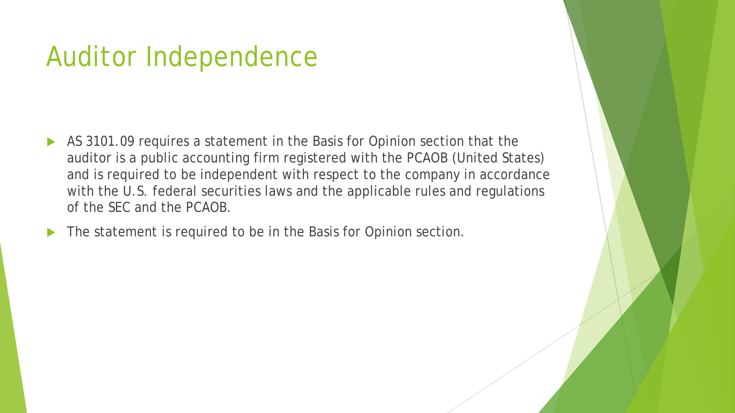# Auditor Independence

- AS 3101.09 requires a statement in the Basis for Opinion section that the auditor is a public accounting firm registered with the PCAOB (United States) and is required to be independent with respect to the company in accordance with the U.S. federal securities laws and the applicable rules and regulations of the SEC and the PCAOB.
- The statement is required to be in the Basis for Opinion section.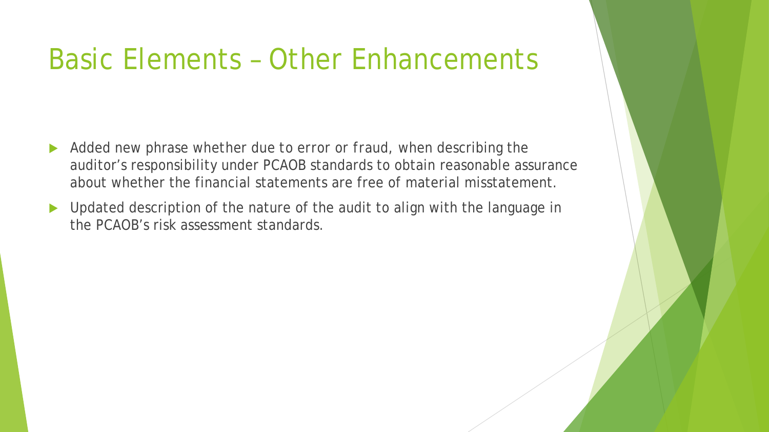# Basic Elements – Other Enhancements

- Added new phrase *whether due to error or fraud*, when describing the auditor's responsibility under PCAOB standards to obtain reasonable assurance about whether the financial statements are free of material misstatement.
- Updated description of the nature of the audit to align with the language in the PCAOB's risk assessment standards.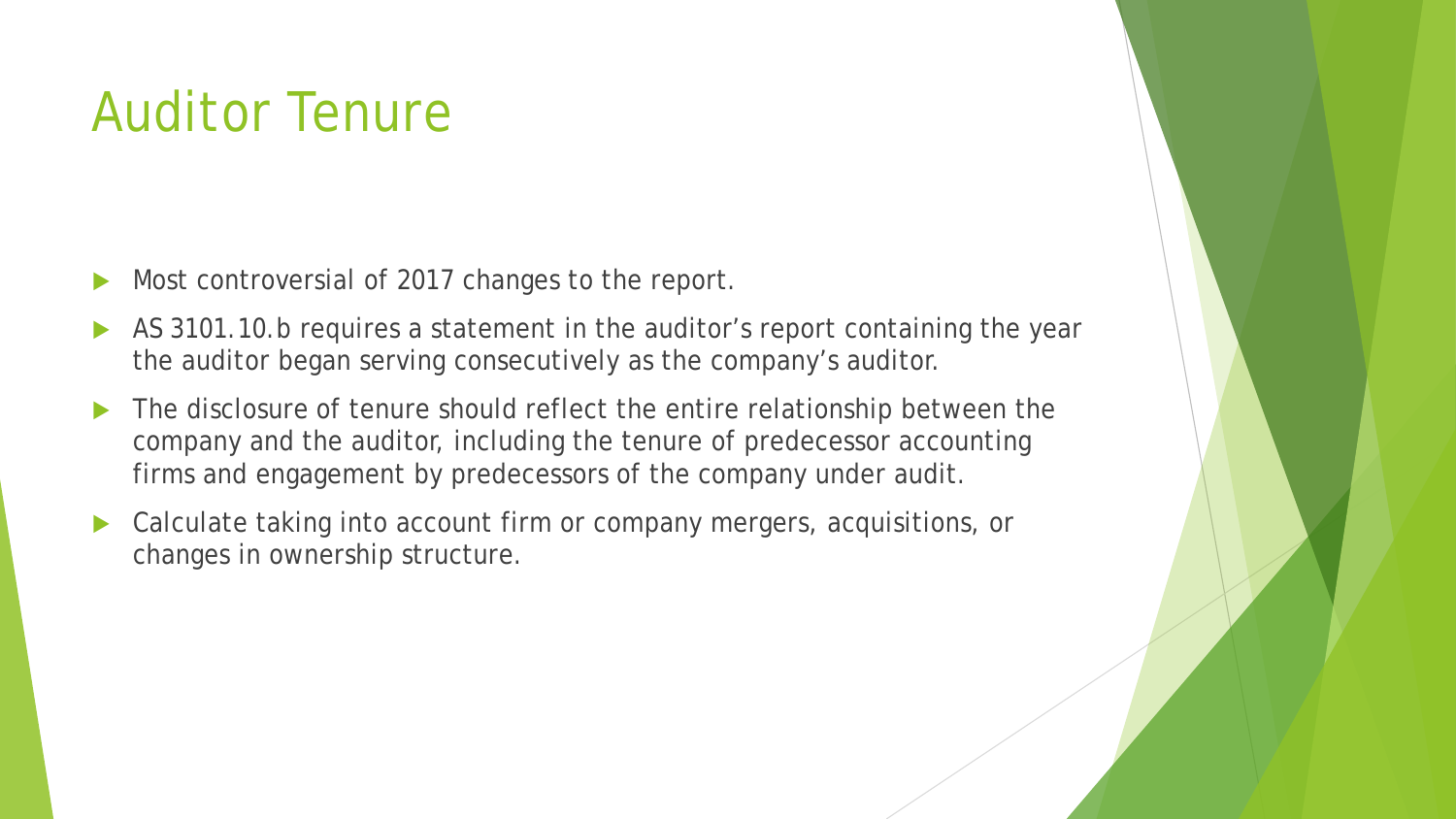# Auditor Tenure

- Most controversial of 2017 changes to the report.
- AS 3101.10.b requires a statement in the auditor's report containing the year the auditor began serving consecutively as the company's auditor.
- The disclosure of tenure should reflect the entire relationship between the company and the auditor, including the tenure of predecessor accounting firms and engagement by predecessors of the company under audit.
- Calculate taking into account firm or company mergers, acquisitions, or changes in ownership structure.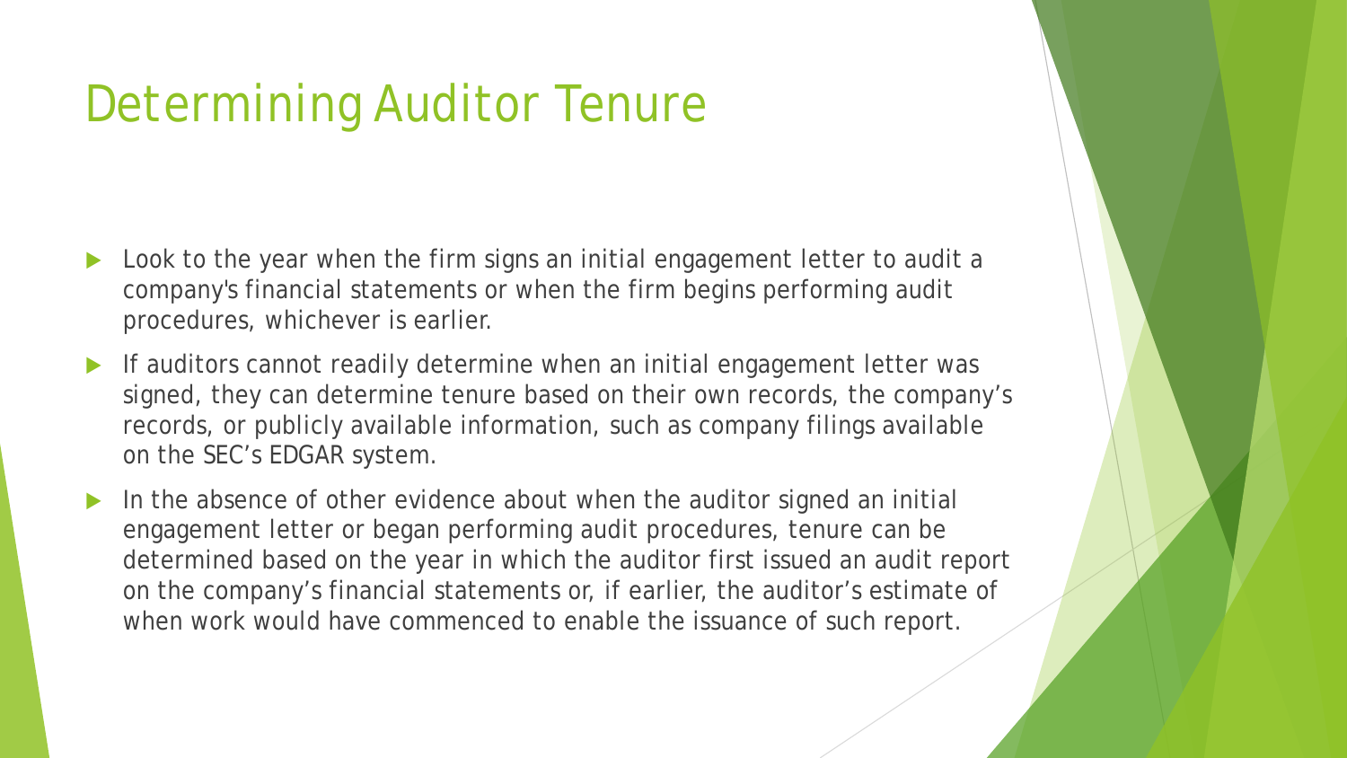# Determining Auditor Tenure

- Look to the year when the firm signs an initial engagement letter to audit a company's financial statements or when the firm begins performing audit procedures, whichever is earlier.
- If auditors cannot readily determine when an initial engagement letter was signed, they can determine tenure based on their own records, the company's records, or publicly available information, such as company filings available on the SEC's EDGAR system.
- In the absence of other evidence about when the auditor signed an initial engagement letter or began performing audit procedures, tenure can be determined based on the year in which the auditor first issued an audit report on the company's financial statements or, if earlier, the auditor's estimate of when work would have commenced to enable the issuance of such report.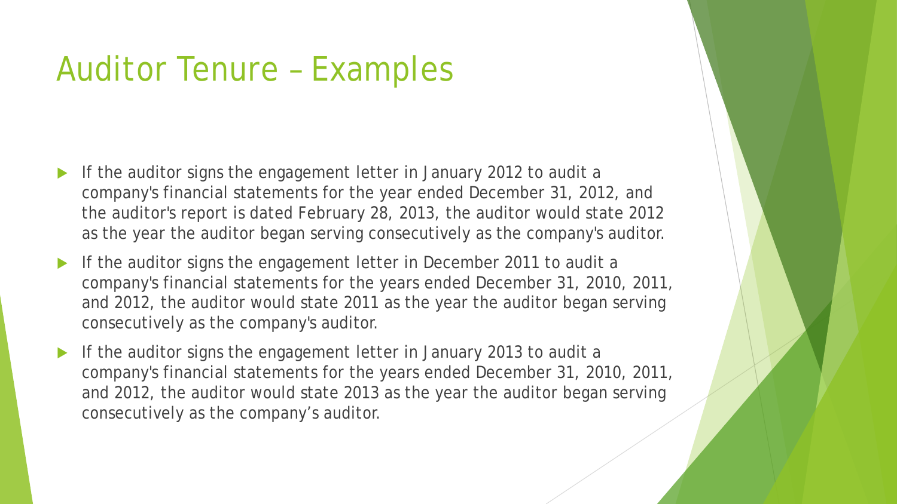# Auditor Tenure – Examples

- If the auditor signs the engagement letter in January 2012 to audit a company's financial statements for the year ended December 31, 2012, and the auditor's report is dated February 28, 2013, the auditor would state 2012 as the year the auditor began serving consecutively as the company's auditor.
- If the auditor signs the engagement letter in December 2011 to audit a company's financial statements for the years ended December 31, 2010, 2011, and 2012, the auditor would state 2011 as the year the auditor began serving consecutively as the company's auditor.
- If the auditor signs the engagement letter in January 2013 to audit a company's financial statements for the years ended December 31, 2010, 2011, and 2012, the auditor would state 2013 as the year the auditor began serving consecutively as the company's auditor.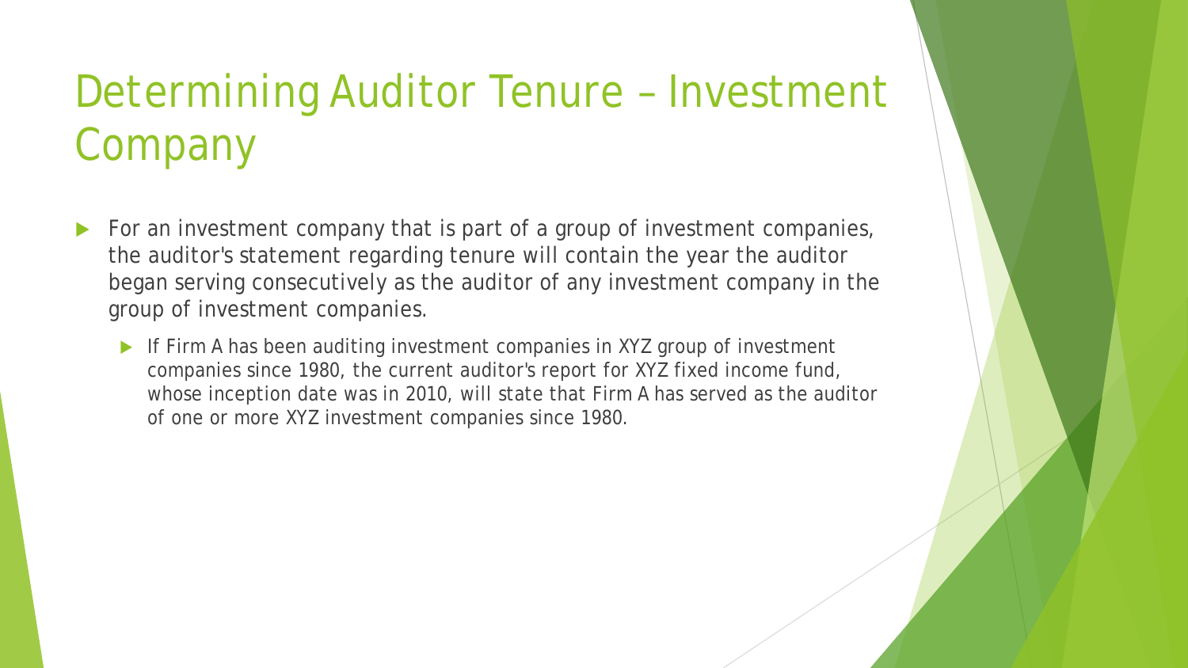# Determining Auditor Tenure – Investment Company

- For an investment company that is part of a group of investment companies, the auditor's statement regarding tenure will contain the year the auditor began serving consecutively as the auditor of any investment company in the group of investment companies.
  - If Firm A has been auditing investment companies in XYZ group of investment companies since 1980, the current auditor's report for XYZ fixed income fund, whose inception date was in 2010, will state that Firm A has served as the auditor of one or more XYZ investment companies since 1980.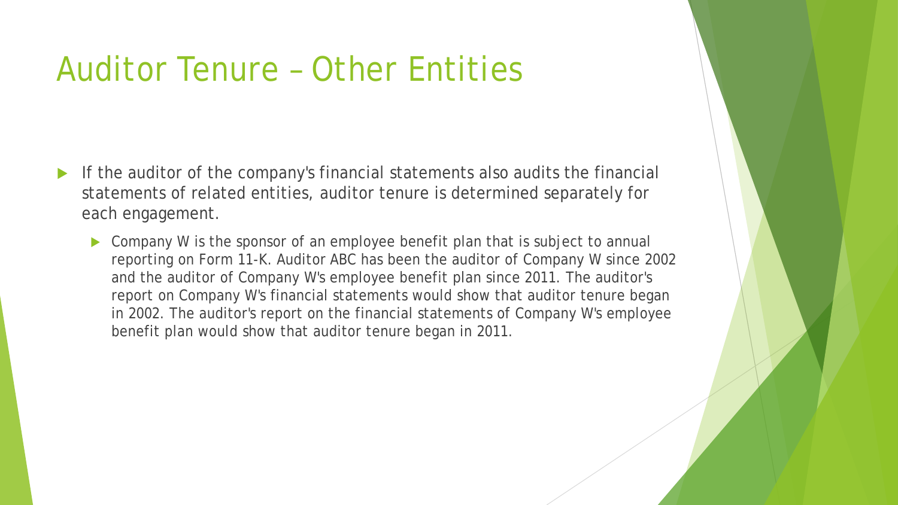# Auditor Tenure – Other Entities

- If the auditor of the company's financial statements also audits the financial statements of related entities, auditor tenure is determined separately for each engagement.
  - Company W is the sponsor of an employee benefit plan that is subject to annual reporting on Form 11-K. Auditor ABC has been the auditor of Company W since 2002 and the auditor of Company W's employee benefit plan since 2011. The auditor's report on Company W's financial statements would show that auditor tenure began in 2002. The auditor's report on the financial statements of Company W's employee benefit plan would show that auditor tenure began in 2011.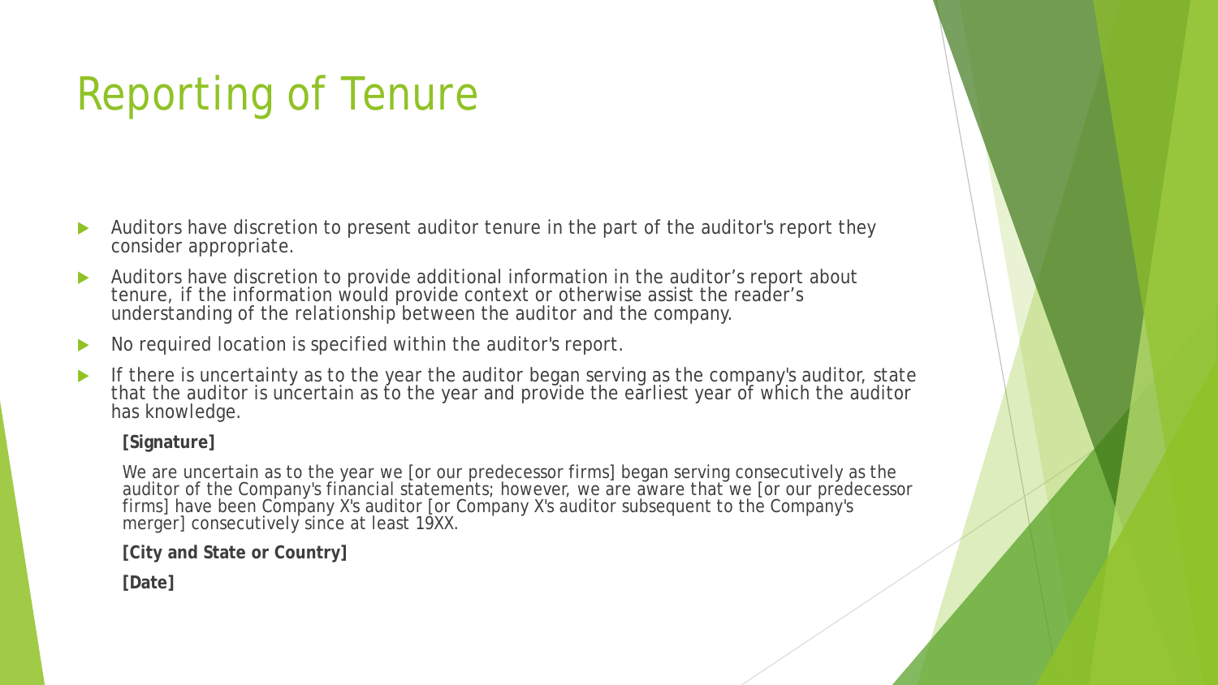# Reporting of Tenure

- Auditors have discretion to present auditor tenure in the part of the auditor's report they consider appropriate.
- Auditors have discretion to provide additional information in the auditor's report about tenure, if the information would provide context or otherwise assist the reader's understanding of the relationship between the auditor and the company.
- No required location is specified within the auditor's report.
- If there is uncertainty as to the year the auditor began serving as the company's auditor, state that the auditor is uncertain as to the year and provide the earliest year of which the auditor has knowledge.

  **[Signature]**

  We are uncertain as to the year we [or our predecessor firms] began serving consecutively as the auditor of the Company's financial statements; however, we are aware that we [or our predecessor firms] have been Company X's auditor [or Company X's auditor subsequent to the Company's merger] consecutively since at least 19XX.

  **[City and State or Country]**

  **[Date]**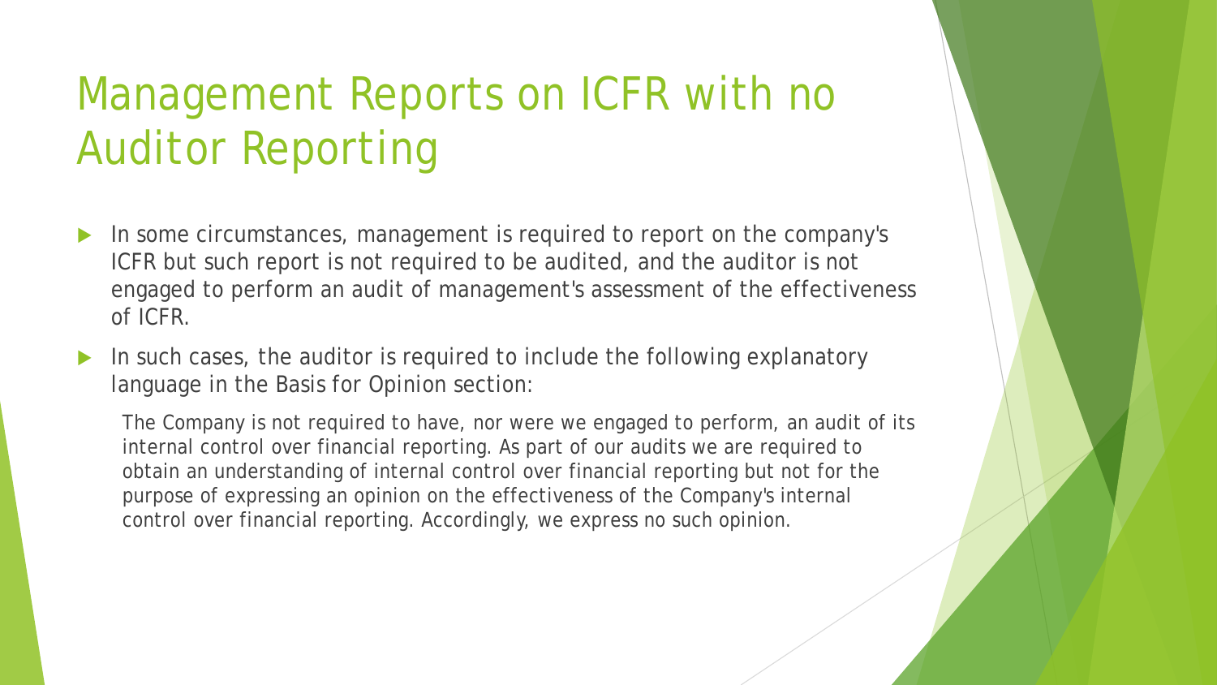# Management Reports on ICFR with no Auditor Reporting

- In some circumstances, management is required to report on the company's ICFR but such report is not required to be audited, and the auditor is not engaged to perform an audit of management's assessment of the effectiveness of ICFR.
- In such cases, the auditor is required to include the following explanatory language in the Basis for Opinion section:

  The Company is not required to have, nor were we engaged to perform, an audit of its internal control over financial reporting. As part of our audits we are required to obtain an understanding of internal control over financial reporting but not for the purpose of expressing an opinion on the effectiveness of the Company's internal control over financial reporting. Accordingly, we express no such opinion.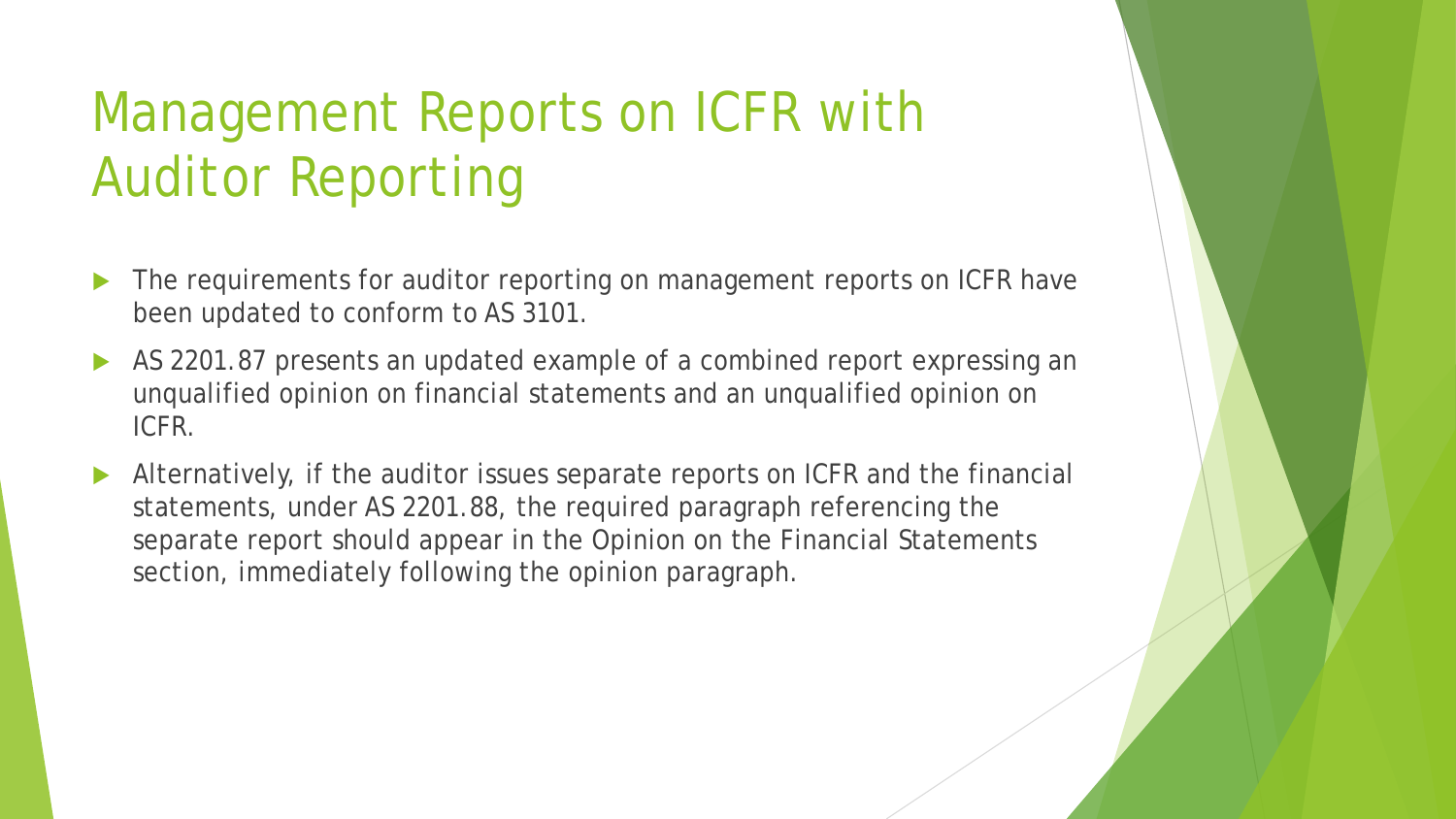# Management Reports on ICFR with Auditor Reporting

- The requirements for auditor reporting on management reports on ICFR have been updated to conform to AS 3101.
- AS 2201.87 presents an updated example of a combined report expressing an unqualified opinion on financial statements and an unqualified opinion on ICFR.
- Alternatively, if the auditor issues separate reports on ICFR and the financial statements, under AS 2201.88, the required paragraph referencing the separate report should appear in the Opinion on the Financial Statements section, immediately following the opinion paragraph.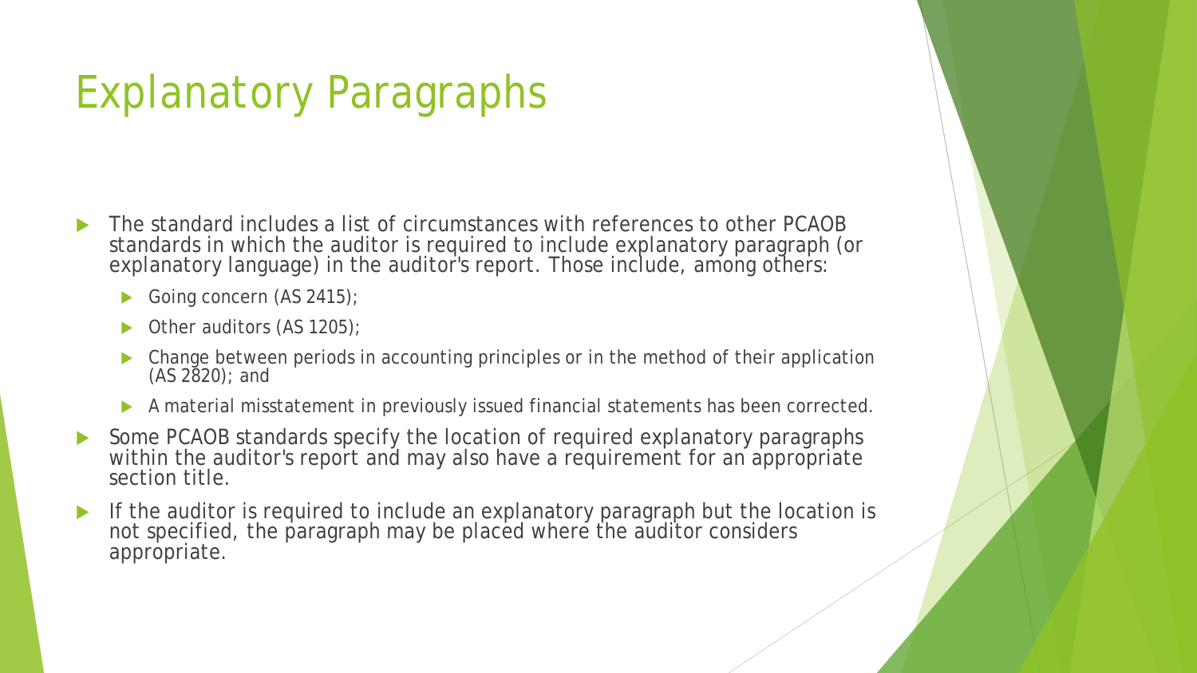# Explanatory Paragraphs

- The standard includes a list of circumstances with references to other PCAOB standards in which the auditor is required to include explanatory paragraph (or explanatory language) in the auditor's report. Those include, among others:
  - Going concern (AS 2415);
  - Other auditors (AS 1205);
  - Change between periods in accounting principles or in the method of their application (AS 2820); and
  - A material misstatement in previously issued financial statements has been corrected.
- Some PCAOB standards specify the location of required explanatory paragraphs within the auditor's report and may also have a requirement for an appropriate section title.
- If the auditor is required to include an explanatory paragraph but the location is not specified, the paragraph may be placed where the auditor considers appropriate.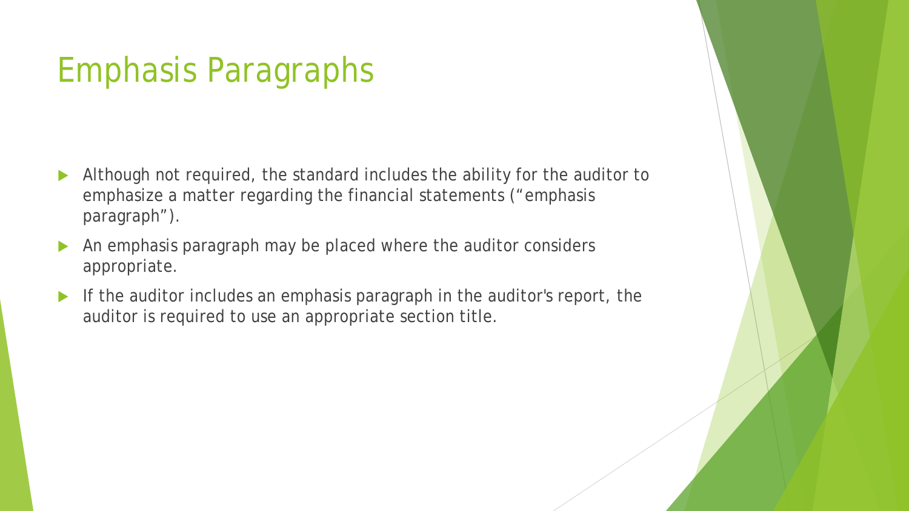# Emphasis Paragraphs

- Although not required, the standard includes the ability for the auditor to emphasize a matter regarding the financial statements (“emphasis paragraph”).
- An emphasis paragraph may be placed where the auditor considers appropriate.
- If the auditor includes an emphasis paragraph in the auditor's report, the auditor is required to use an appropriate section title.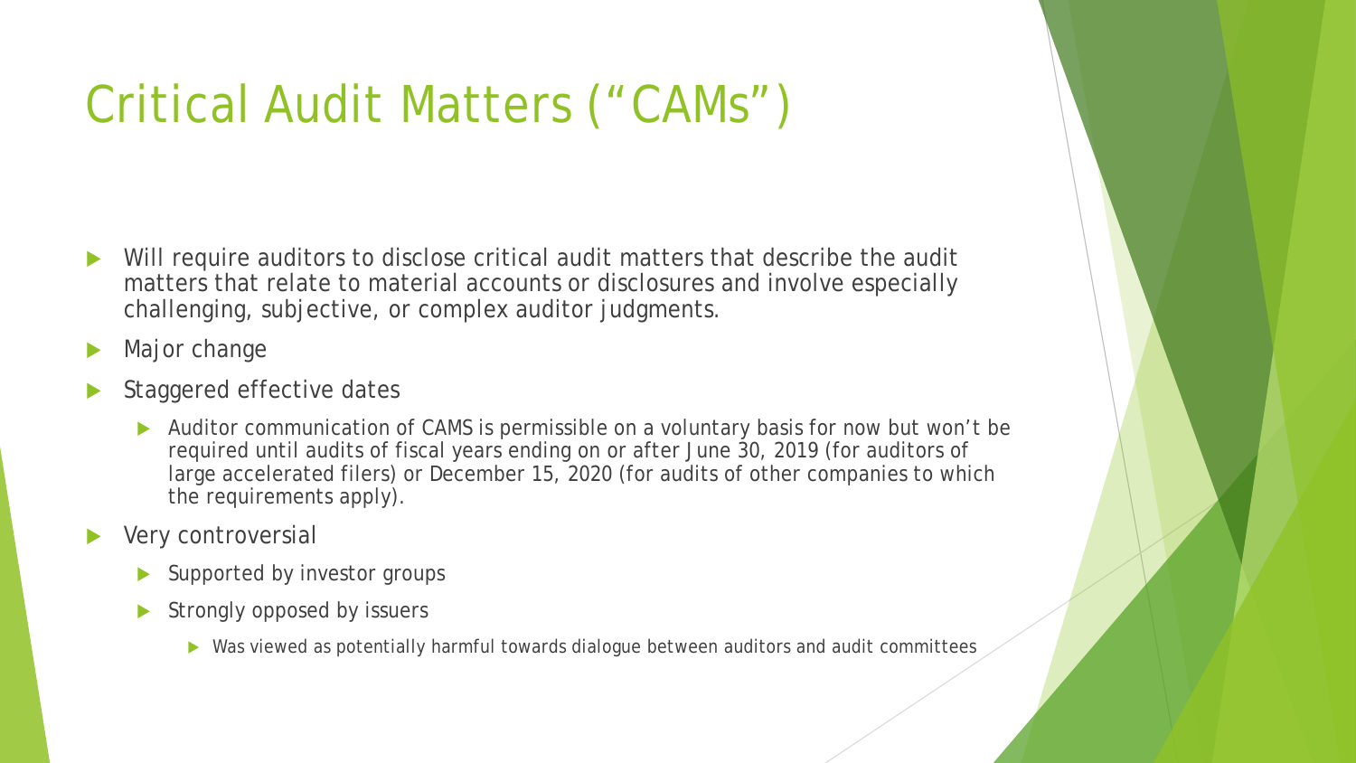# Critical Audit Matters (“CAMs”)

- Will require auditors to disclose critical audit matters that describe the audit matters that relate to material accounts or disclosures and involve especially challenging, subjective, or complex auditor judgments.
- Major change
- Staggered effective dates
  - Auditor communication of CAMS is permissible on a voluntary basis for now but won’t be required until audits of fiscal years ending on or after June 30, 2019 (for auditors of large accelerated filers) or December 15, 2020 (for audits of other companies to which the requirements apply).
- Very controversial
  - Supported by investor groups
  - Strongly opposed by issuers
    - Was viewed as potentially harmful towards dialogue between auditors and audit committees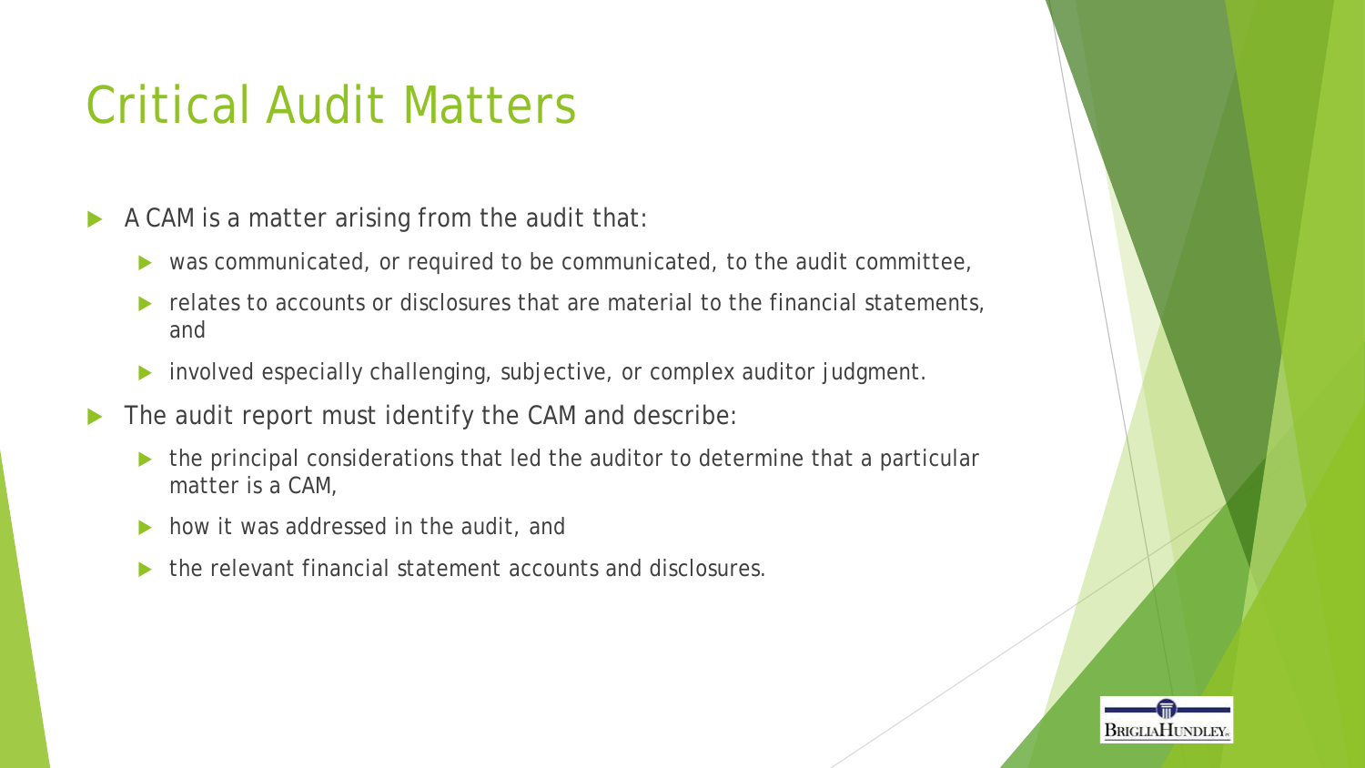# Critical Audit Matters

- A CAM is a matter arising from the audit that:
  - was communicated, or required to be communicated, to the audit committee,
  - relates to accounts or disclosures that are material to the financial statements, and
  - involved especially challenging, subjective, or complex auditor judgment.
- The audit report must identify the CAM and describe:
  - the principal considerations that led the auditor to determine that a particular matter is a CAM,
  - how it was addressed in the audit, and
  - the relevant financial statement accounts and disclosures.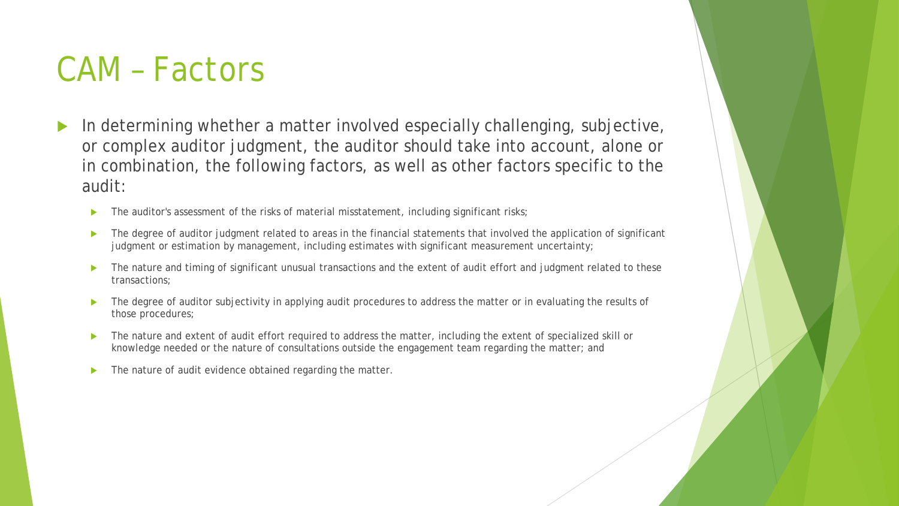# CAM – Factors

- In determining whether a matter involved especially challenging, subjective, or complex auditor judgment, the auditor should take into account, alone or in combination, the following factors, as well as other factors specific to the audit:
  - The auditor's assessment of the risks of material misstatement, including significant risks;
  - The degree of auditor judgment related to areas in the financial statements that involved the application of significant judgment or estimation by management, including estimates with significant measurement uncertainty;
  - The nature and timing of significant unusual transactions and the extent of audit effort and judgment related to these transactions;
  - The degree of auditor subjectivity in applying audit procedures to address the matter or in evaluating the results of those procedures;
  - The nature and extent of audit effort required to address the matter, including the extent of specialized skill or knowledge needed or the nature of consultations outside the engagement team regarding the matter; and
  - The nature of audit evidence obtained regarding the matter.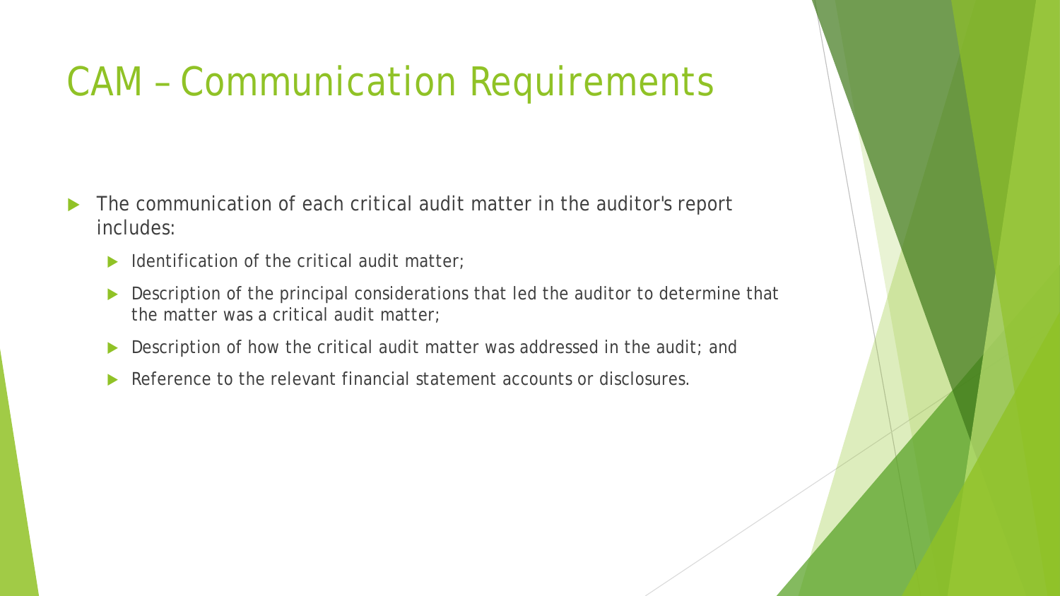# CAM – Communication Requirements

- The communication of each critical audit matter in the auditor's report includes:
  - Identification of the critical audit matter;
  - Description of the principal considerations that led the auditor to determine that the matter was a critical audit matter;
  - Description of how the critical audit matter was addressed in the audit; and
  - Reference to the relevant financial statement accounts or disclosures.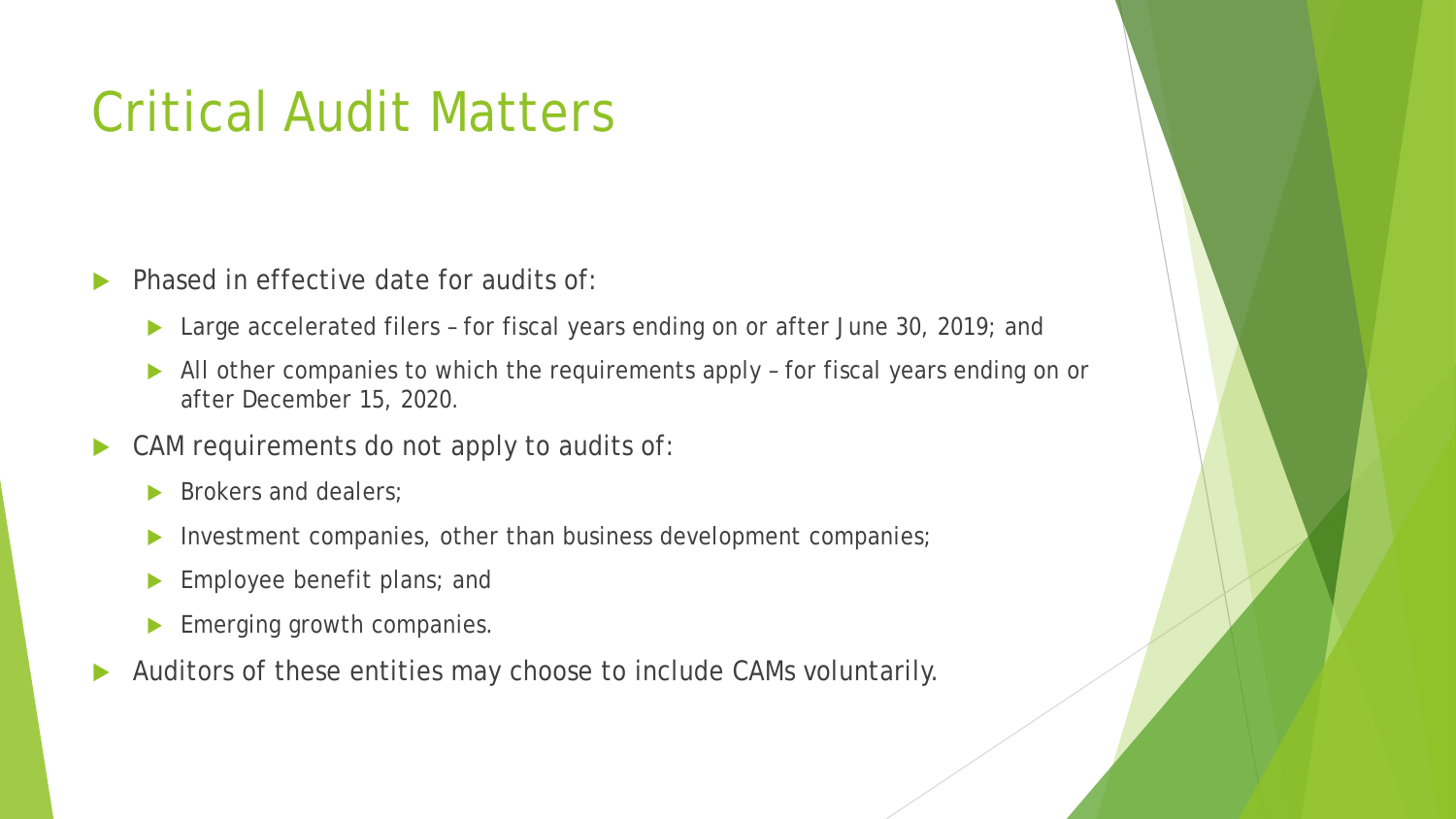# Critical Audit Matters

- Phased in effective date for audits of:
  - Large accelerated filers – for fiscal years ending on or after June 30, 2019; and
  - All other companies to which the requirements apply – for fiscal years ending on or after December 15, 2020.
- CAM requirements do not apply to audits of:
  - Brokers and dealers;
  - Investment companies, other than business development companies;
  - Employee benefit plans; and
  - Emerging growth companies.
- Auditors of these entities may choose to include CAMs voluntarily.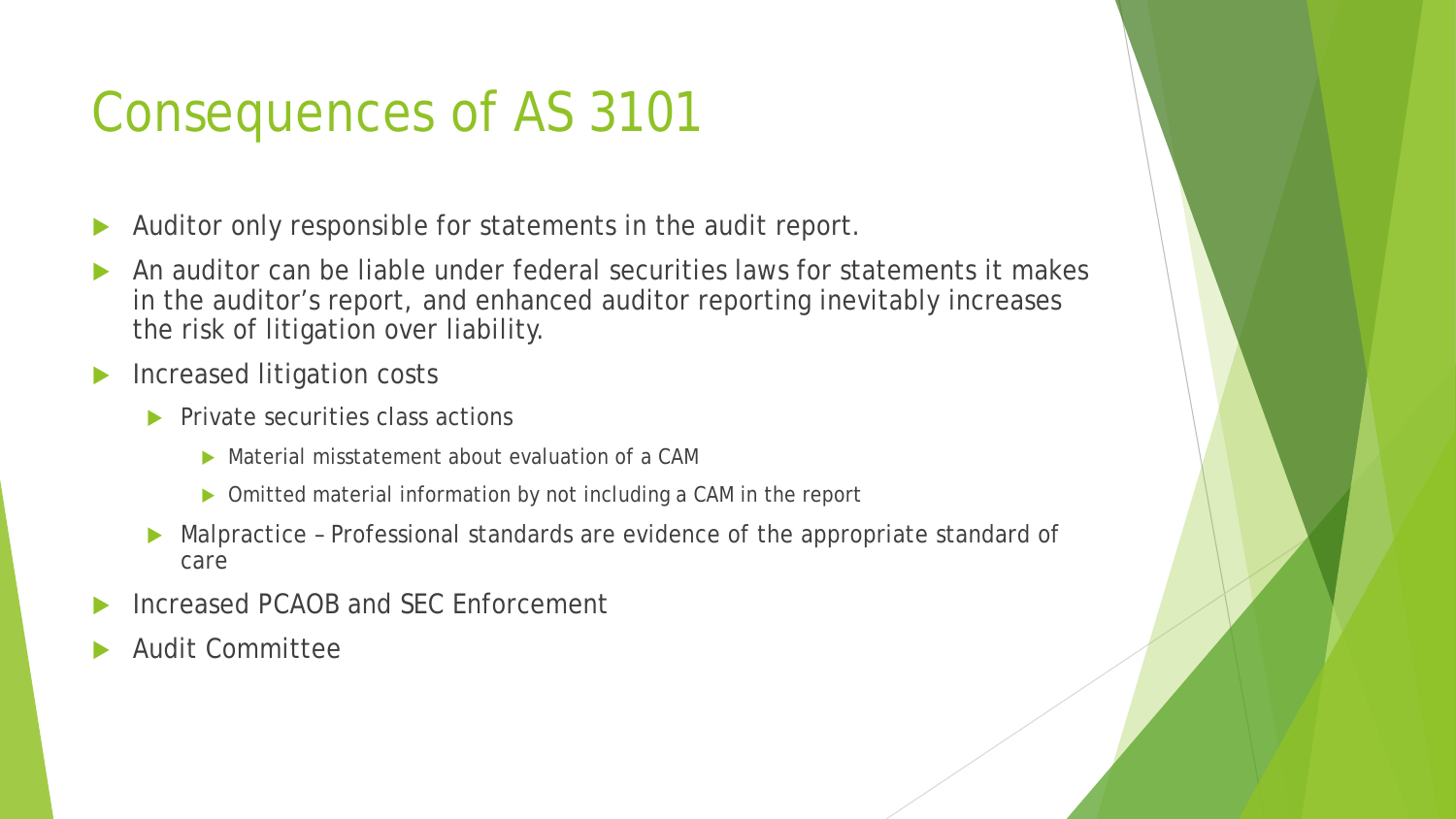# Consequences of AS 3101

- Auditor only responsible for statements in the audit report.
- An auditor can be liable under federal securities laws for statements it makes in the auditor's report, and enhanced auditor reporting inevitably increases the risk of litigation over liability.
- Increased litigation costs
  - Private securities class actions
    - Material misstatement about evaluation of a CAM
    - Omitted material information by not including a CAM in the report
  - Malpractice – Professional standards are evidence of the appropriate standard of care
- Increased PCAOB and SEC Enforcement
- Audit Committee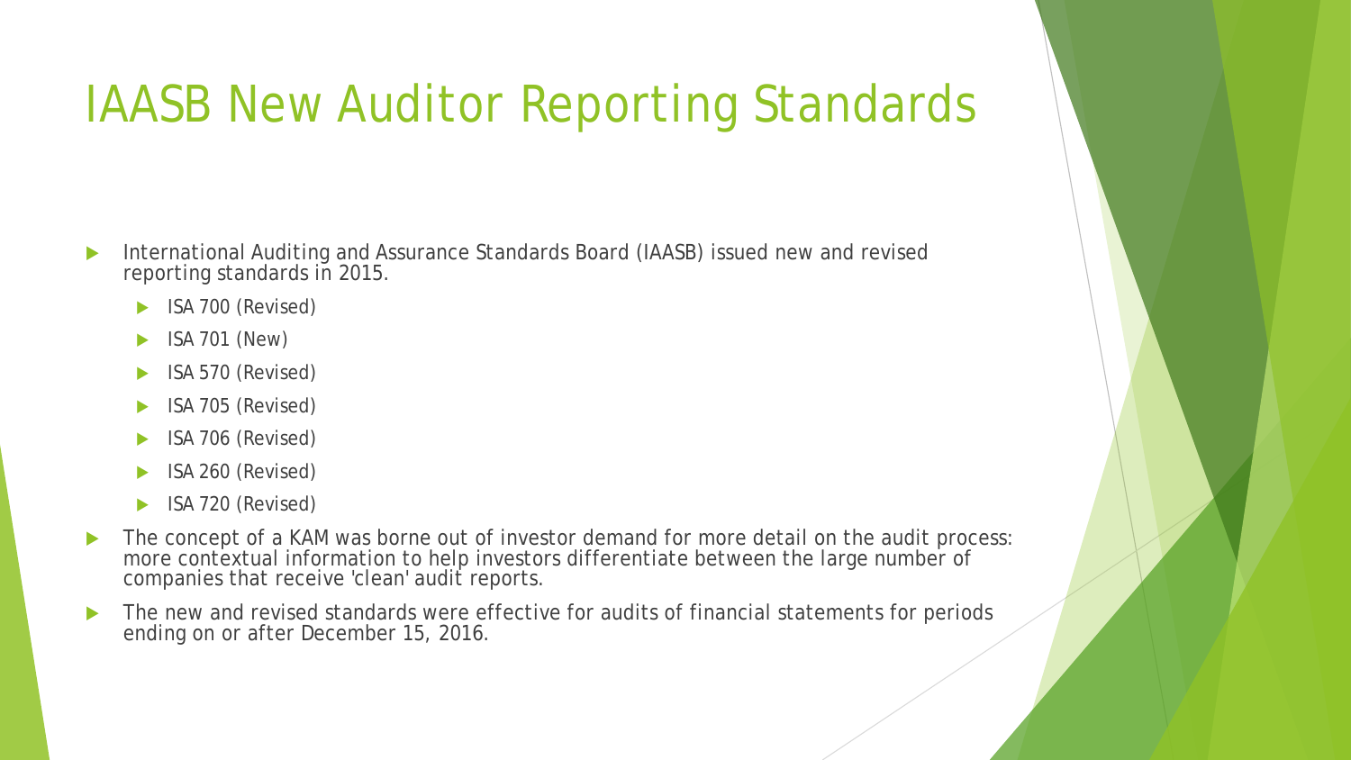# IAASB New Auditor Reporting Standards

- International Auditing and Assurance Standards Board (IAASB) issued new and revised reporting standards in 2015.
  - ISA 700 (Revised)
  - ISA 701 (New)
  - ISA 570 (Revised)
  - ISA 705 (Revised)
  - ISA 706 (Revised)
  - ISA 260 (Revised)
  - ISA 720 (Revised)
- The concept of a KAM was borne out of investor demand for more detail on the audit process: more contextual information to help investors differentiate between the large number of companies that receive 'clean' audit reports.
- The new and revised standards were effective for audits of financial statements for periods ending on or after December 15, 2016.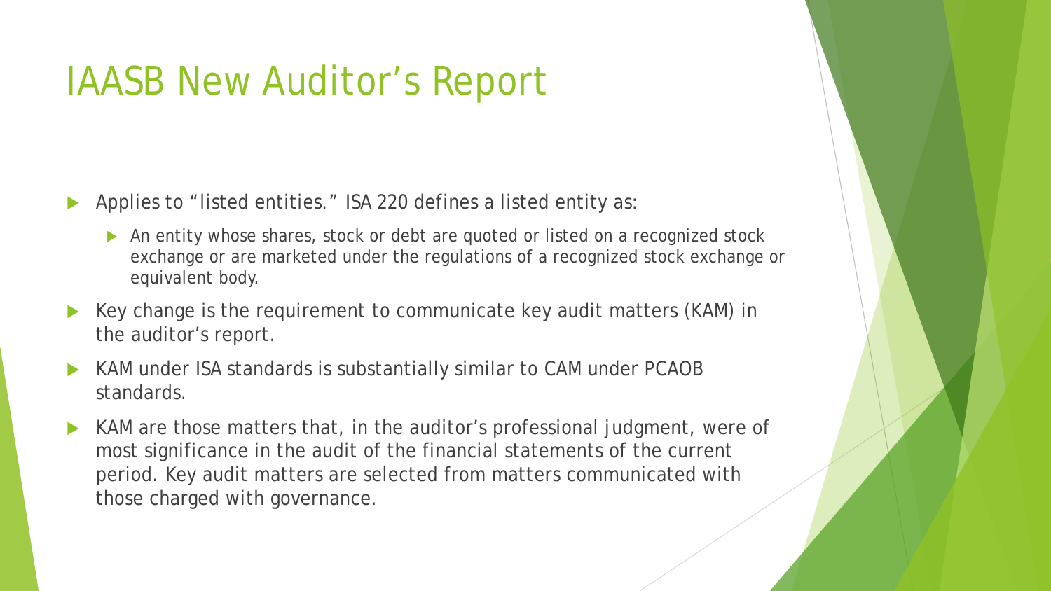# IAASB New Auditor's Report

- Applies to "listed entities." ISA 220 defines a listed entity as:
  - An entity whose shares, stock or debt are quoted or listed on a recognized stock exchange or are marketed under the regulations of a recognized stock exchange or equivalent body.
- Key change is the requirement to communicate key audit matters (KAM) in the auditor's report.
- KAM under ISA standards is substantially similar to CAM under PCAOB standards.
- KAM are those matters that, in the auditor's professional judgment, were of most significance in the audit of the financial statements of the current period. Key audit matters are selected from matters communicated with those charged with governance.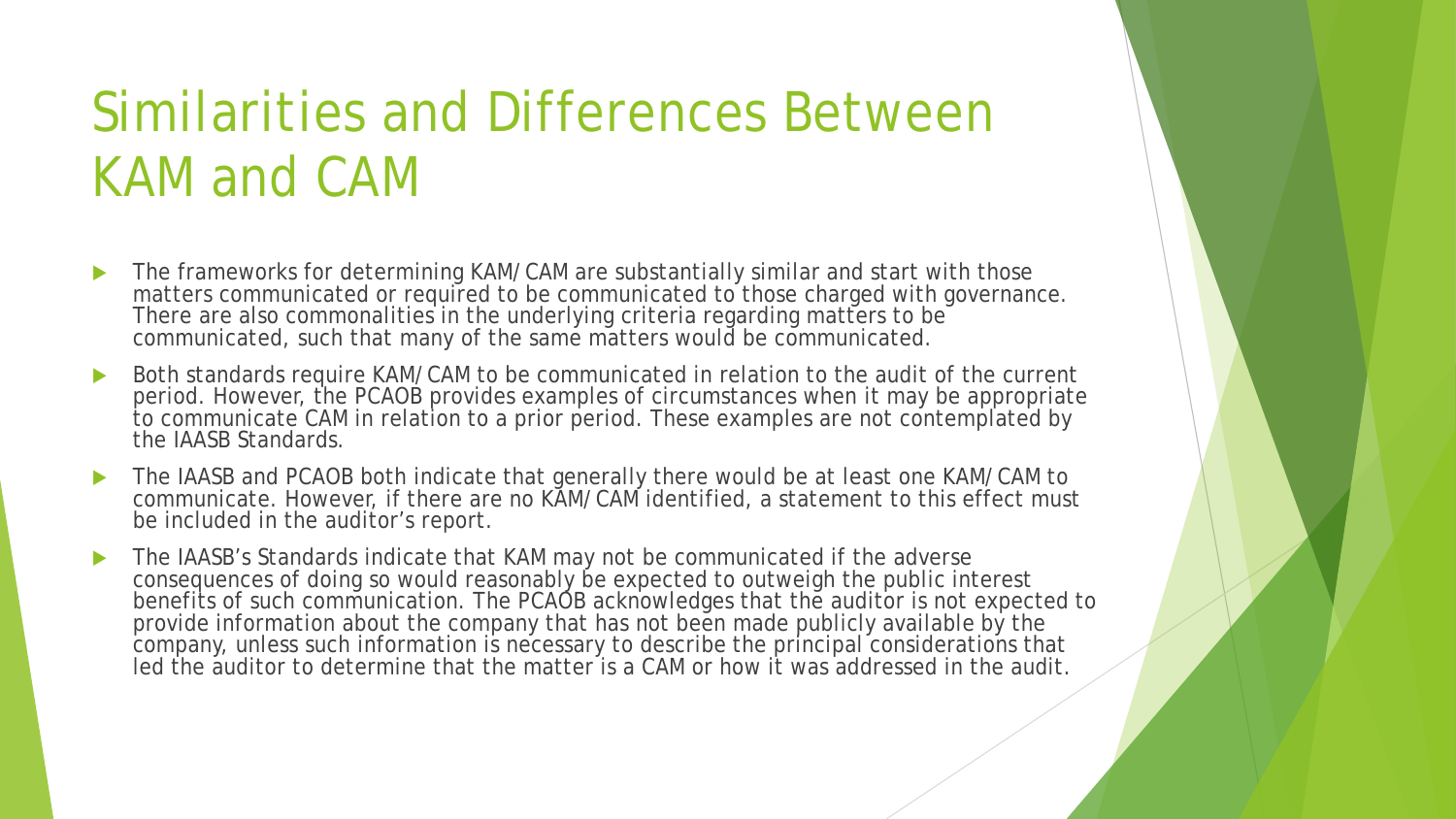# Similarities and Differences Between KAM and CAM

- The frameworks for determining KAM/CAM are substantially similar and start with those matters communicated or required to be communicated to those charged with governance. There are also commonalities in the underlying criteria regarding matters to be communicated, such that many of the same matters would be communicated.
- Both standards require KAM/CAM to be communicated in relation to the audit of the current period. However, the PCAOB provides examples of circumstances when it may be appropriate to communicate CAM in relation to a prior period. These examples are not contemplated by the IAASB Standards.
- The IAASB and PCAOB both indicate that generally there would be at least one KAM/CAM to communicate. However, if there are no KAM/CAM identified, a statement to this effect must be included in the auditor's report.
- The IAASB's Standards indicate that KAM may not be communicated if the adverse consequences of doing so would reasonably be expected to outweigh the public interest benefits of such communication. The PCAOB acknowledges that the auditor is not expected to provide information about the company that has not been made publicly available by the company, unless such information is necessary to describe the principal considerations that led the auditor to determine that the matter is a CAM or how it was addressed in the audit.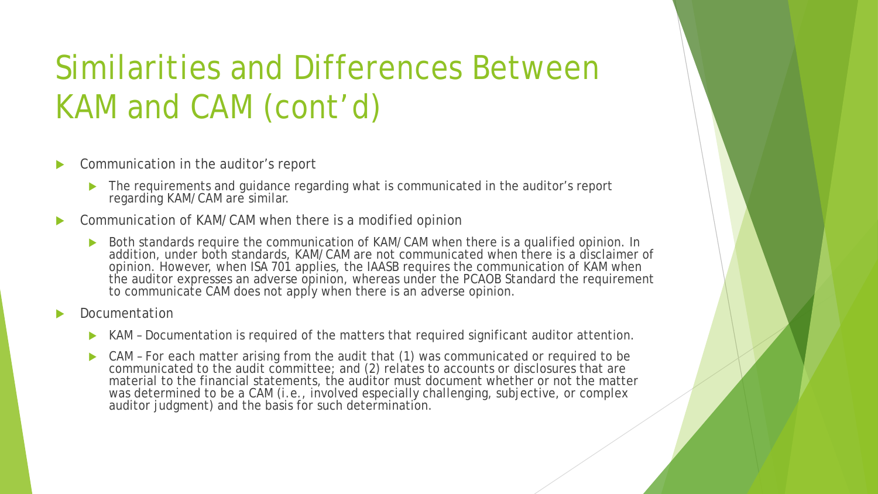# Similarities and Differences Between KAM and CAM (cont'd)

- Communication in the auditor's report
  - The requirements and guidance regarding what is communicated in the auditor's report regarding KAM/CAM are similar.
- Communication of KAM/CAM when there is a modified opinion
  - Both standards require the communication of KAM/CAM when there is a qualified opinion. In addition, under both standards, KAM/CAM are not communicated when there is a disclaimer of opinion. However, when ISA 701 applies, the IAASB requires the communication of KAM when the auditor expresses an adverse opinion, whereas under the PCAOB Standard the requirement to communicate CAM does not apply when there is an adverse opinion.
- Documentation
  - KAM – Documentation is required of the matters that required significant auditor attention.
  - CAM – For each matter arising from the audit that (1) was communicated or required to be communicated to the audit committee; and (2) relates to accounts or disclosures that are material to the financial statements, the auditor must document whether or not the matter was determined to be a CAM (i.e., involved especially challenging, subjective, or complex auditor judgment) and the basis for such determination.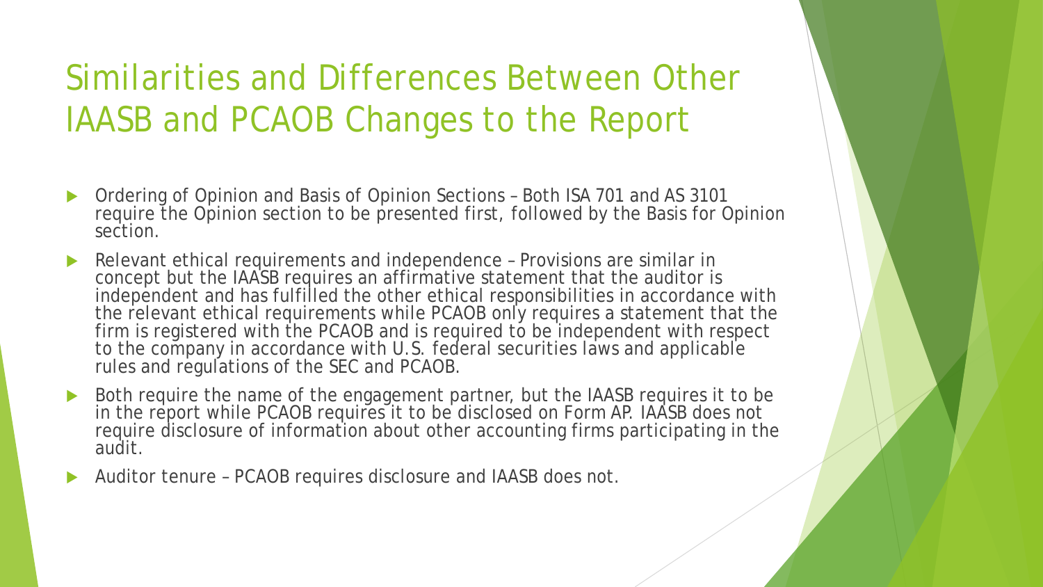# Similarities and Differences Between Other IAASB and PCAOB Changes to the Report

- Ordering of Opinion and Basis of Opinion Sections – Both ISA 701 and AS 3101 require the Opinion section to be presented first, followed by the Basis for Opinion section.
- Relevant ethical requirements and independence – Provisions are similar in concept but the IAASB requires an affirmative statement that the auditor is independent and has fulfilled the other ethical responsibilities in accordance with the relevant ethical requirements while PCAOB only requires a statement that the firm is registered with the PCAOB and is required to be independent with respect to the company in accordance with U.S. federal securities laws and applicable rules and regulations of the SEC and PCAOB.
- Both require the name of the engagement partner, but the IAASB requires it to be in the report while PCAOB requires it to be disclosed on Form AP. IAASB does not require disclosure of information about other accounting firms participating in the audit.
- Auditor tenure – PCAOB requires disclosure and IAASB does not.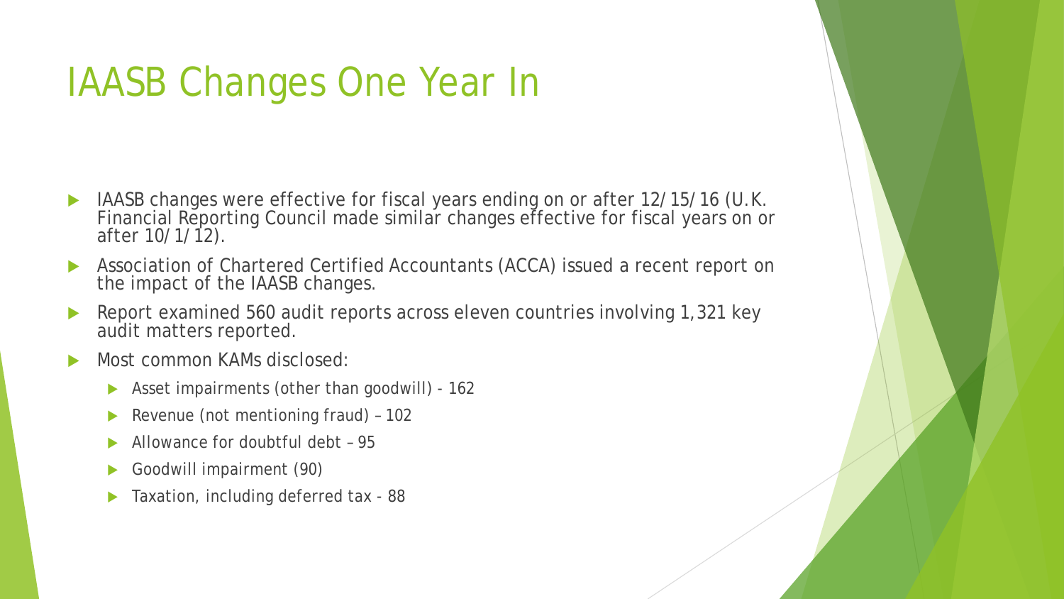# IAASB Changes One Year In

- IAASB changes were effective for fiscal years ending on or after 12/15/16 (U.K. Financial Reporting Council made similar changes effective for fiscal years on or after 10/1/12).
- Association of Chartered Certified Accountants (ACCA) issued a recent report on the impact of the IAASB changes.
- Report examined 560 audit reports across eleven countries involving 1,321 key audit matters reported.
- Most common KAMs disclosed:
  - Asset impairments (other than goodwill) - 162
  - Revenue (not mentioning fraud) – 102
  - Allowance for doubtful debt – 95
  - Goodwill impairment (90)
  - Taxation, including deferred tax - 88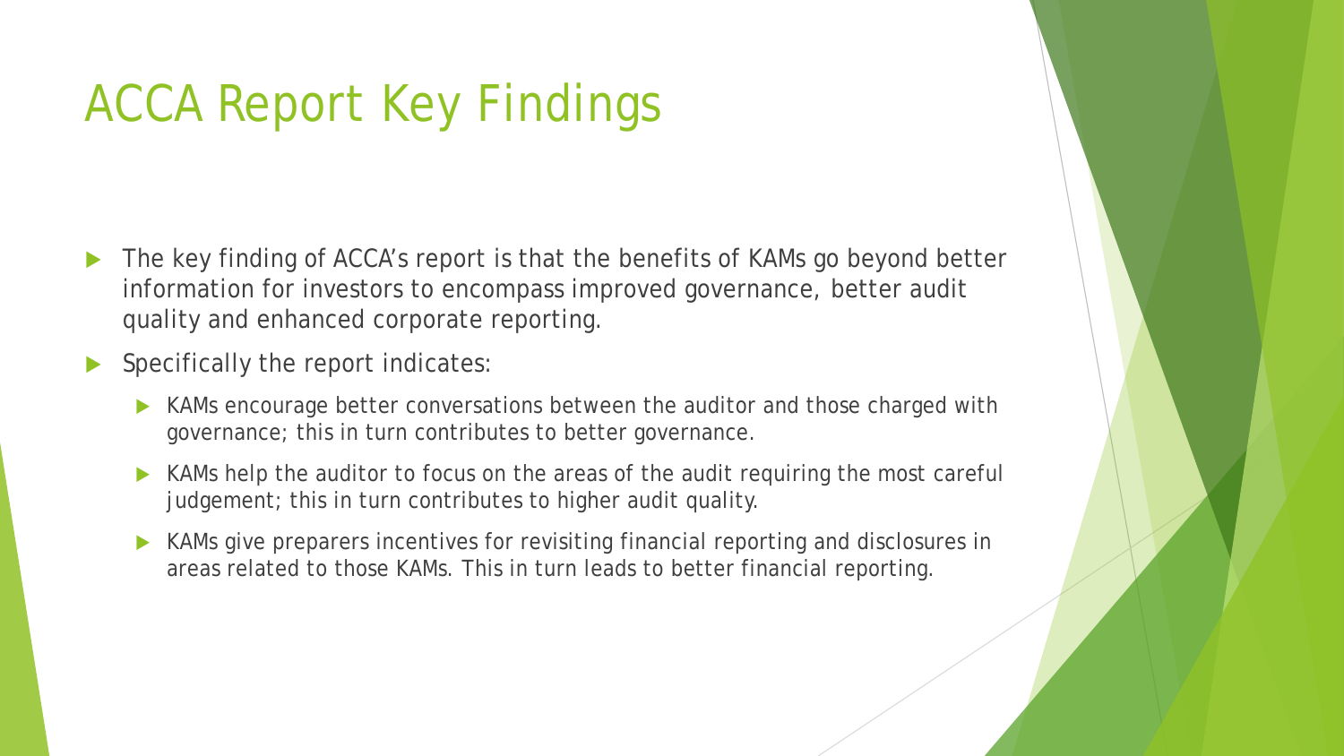# ACCA Report Key Findings

- The key finding of ACCA's report is that the benefits of KAMs go beyond better information for investors to encompass improved governance, better audit quality and enhanced corporate reporting.
- Specifically the report indicates:
  - KAMs encourage better conversations between the auditor and those charged with governance; this in turn contributes to better governance.
  - KAMs help the auditor to focus on the areas of the audit requiring the most careful judgement; this in turn contributes to higher audit quality.
  - KAMs give preparers incentives for revisiting financial reporting and disclosures in areas related to those KAMs. This in turn leads to better financial reporting.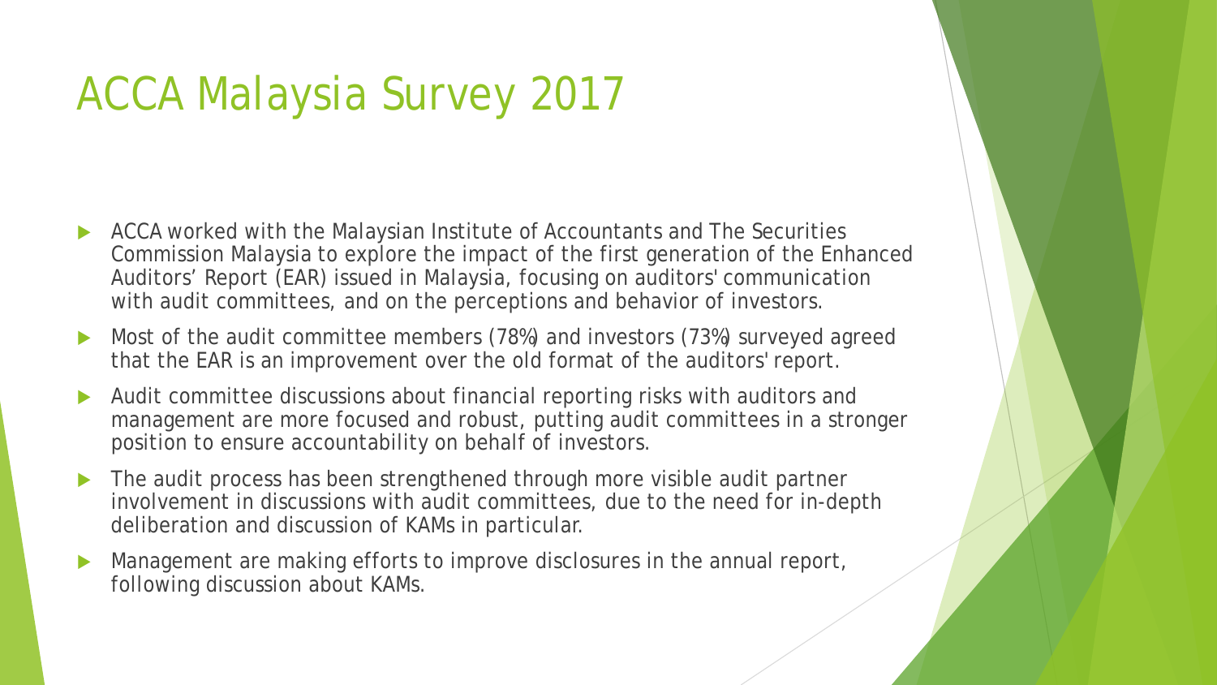# ACCA Malaysia Survey 2017

- ACCA worked with the Malaysian Institute of Accountants and The Securities Commission Malaysia to explore the impact of the first generation of the Enhanced Auditors' Report (EAR) issued in Malaysia, focusing on auditors' communication with audit committees, and on the perceptions and behavior of investors.
- Most of the audit committee members (78%) and investors (73%) surveyed agreed that the EAR is an improvement over the old format of the auditors' report.
- Audit committee discussions about financial reporting risks with auditors and management are more focused and robust, putting audit committees in a stronger position to ensure accountability on behalf of investors.
- The audit process has been strengthened through more visible audit partner involvement in discussions with audit committees, due to the need for in-depth deliberation and discussion of KAMs in particular.
- Management are making efforts to improve disclosures in the annual report, following discussion about KAMs.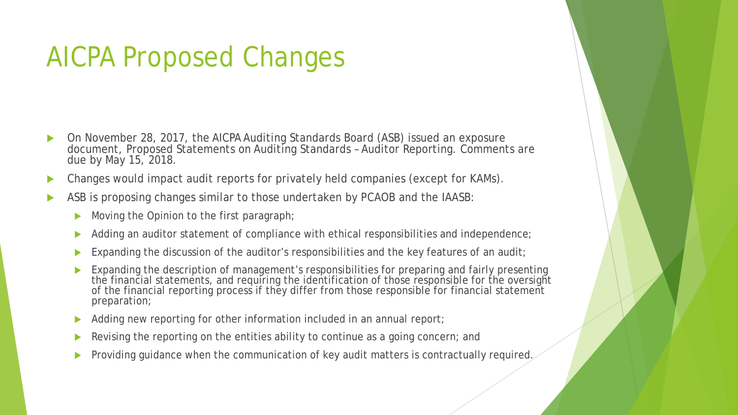# AICPA Proposed Changes

- On November 28, 2017, the AICPA Auditing Standards Board (ASB) issued an exposure document, *Proposed Statements on Auditing Standards – Auditor Reporting*. Comments are due by May 15, 2018.
- Changes would impact audit reports for privately held companies (except for KAMs).
- ASB is proposing changes similar to those undertaken by PCAOB and the IAASB:
  - Moving the Opinion to the first paragraph;
  - Adding an auditor statement of compliance with ethical responsibilities and independence;
  - Expanding the discussion of the auditor's responsibilities and the key features of an audit;
  - Expanding the description of management's responsibilities for preparing and fairly presenting the financial statements, and requiring the identification of those responsible for the oversight of the financial reporting process if they differ from those responsible for financial statement preparation;
  - Adding new reporting for other information included in an annual report;
  - Revising the reporting on the entities ability to continue as a going concern; and
  - Providing guidance when the communication of key audit matters is contractually required.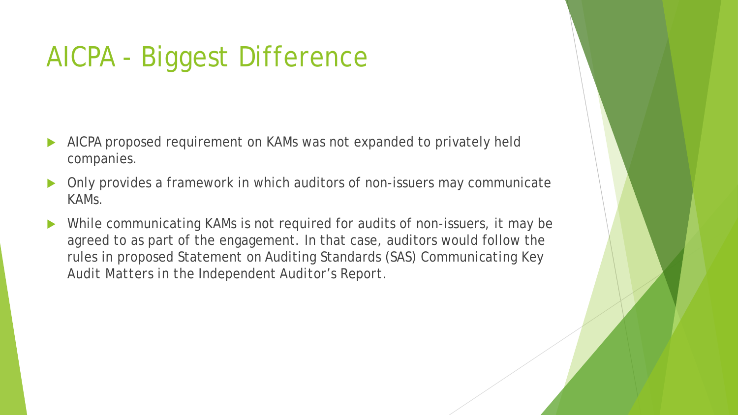# AICPA - Biggest Difference

- AICPA proposed requirement on KAMs was not expanded to privately held companies.
- Only provides a framework in which auditors of non-issuers may communicate KAMs.
- While communicating KAMs is not required for audits of non-issuers, it may be agreed to as part of the engagement. In that case, auditors would follow the rules in proposed Statement on Auditing Standards (SAS) *Communicating Key Audit Matters in the Independent Auditor's Report.*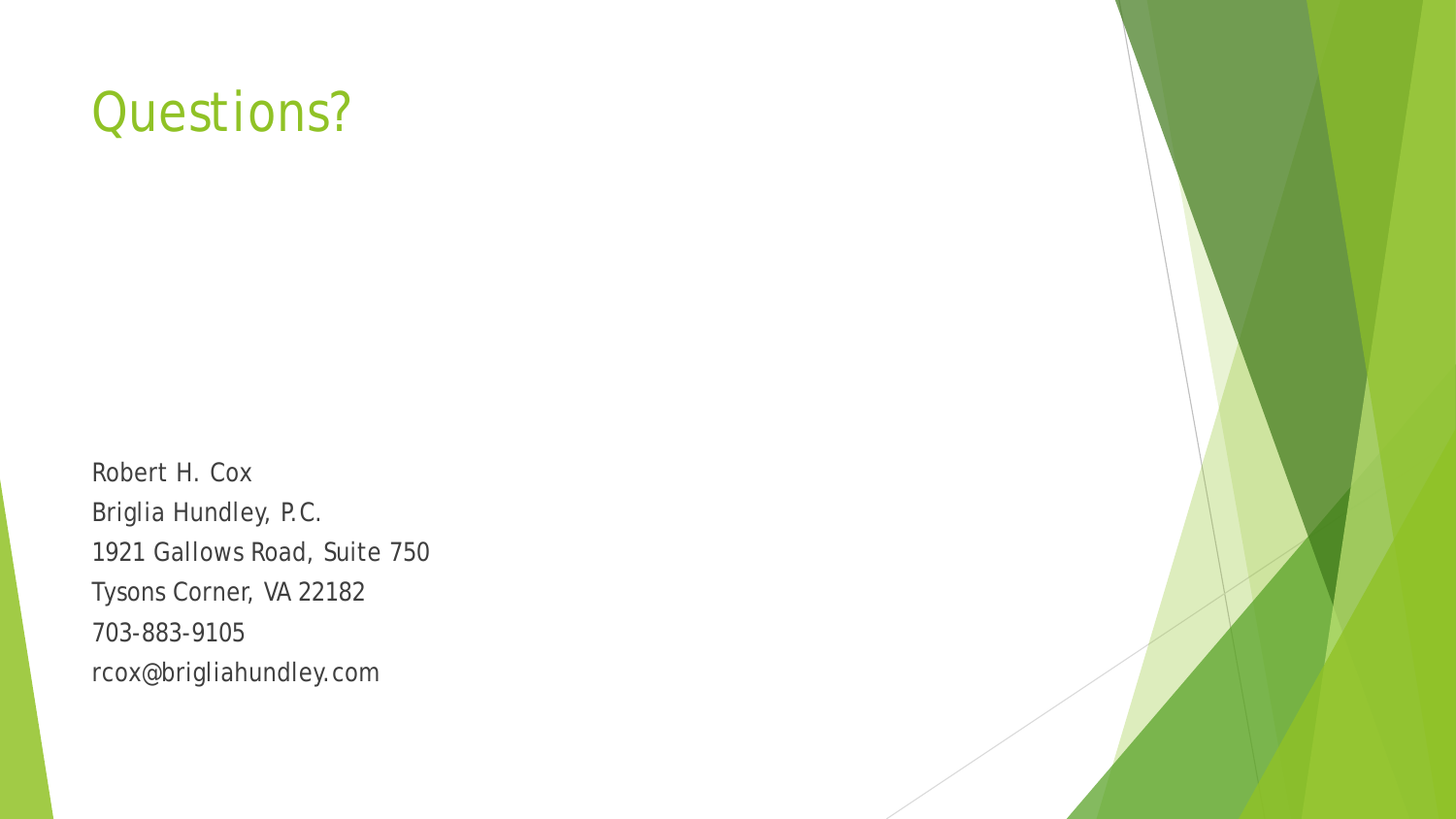# Questions?

Robert H. Cox
Briglia Hundley, P.C.
1921 Gallows Road, Suite 750
Tysons Corner, VA 22182
703-883-9105
rcox@brigliahundley.com